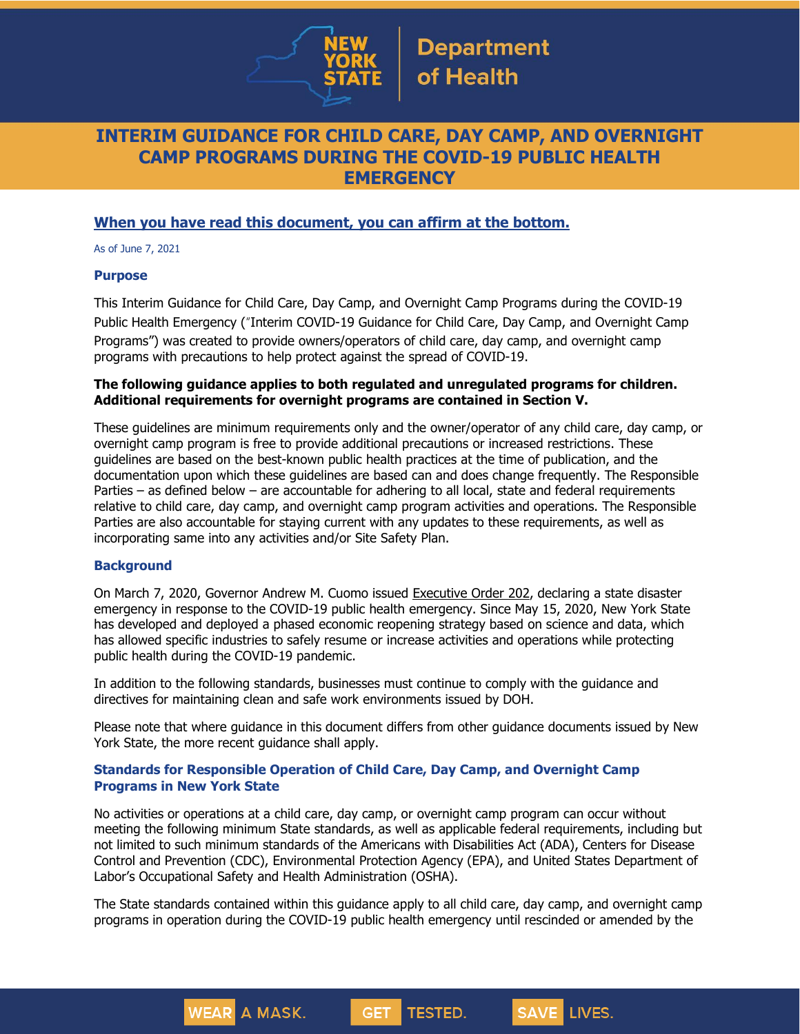# INTERIM GUIDANCE FOR CHILD CARE, DAY CAMP, AND OVERNIGHT CAMP PROGRAMS DURING THE COVID-19 PUBLIC HEALTH EMERGENCY

**When you have read this document, you can affirm at the bottom.**

As of June 7, 2021

## Purpose

This Interim Guidance for Child Care, Day Camp, and Overnight Camp Programs during the COVID-19 Public Health Emergency ("Interim COVID-19 Guidance for Child Care, Day Camp, and Overnight Camp Programs") was created to provide owners/operators of child care, day camp, and overnight camp programs with precautions to help protect against the spread of COVID-19.

**The following guidance applies to both regulated and unregulated programs for children. Additional requirements for overnight programs are contained in Section V.**

These guidelines are minimum requirements only and the owner/operator of any child care, day camp, or overnight camp program is free to provide additional precautions or increased restrictions. These guidelines are based on the best-known public health practices at the time of publication, and the documentation upon which these guidelines are based can and does change frequently. The Responsible Parties – as defined below – are accountable for adhering to all local, state and federal requirements relative to child care, day camp, and overnight camp program activities and operations. The Responsible Parties are also accountable for staying current with any updates to these requirements, as well as incorporating same into any activities and/or Site Safety Plan.

## Background

On March 7, 2020, Governor Andrew M. Cuomo issued Executive Order 202, declaring a state disaster emergency in response to the COVID-19 public health emergency. Since May 15, 2020, New York State has developed and deployed a phased economic reopening strategy based on science and data, which has allowed specific industries to safely resume or increase activities and operations while protecting public health during the COVID-19 pandemic.

In addition to the following standards, businesses must continue to comply with the guidance and directives for maintaining clean and safe work environments issued by DOH.

Please note that where guidance in this document differs from other guidance documents issued by New York State, the more recent guidance shall apply.

## Standards for Responsible Operation of Child Care, Day Camp, and Overnight Camp Programs in New York State

No activities or operations at a child care, day camp, or overnight camp program can occur without meeting the following minimum State standards, as well as applicable federal requirements, including but not limited to such minimum standards of the Americans with Disabilities Act (ADA), Centers for Disease Control and Prevention (CDC), Environmental Protection Agency (EPA), and United States Department of Labor's Occupational Safety and Health Administration (OSHA).

The State standards contained within this guidance apply to all child care, day camp, and overnight camp programs in operation during the COVID-19 public health emergency until rescinded or amended by the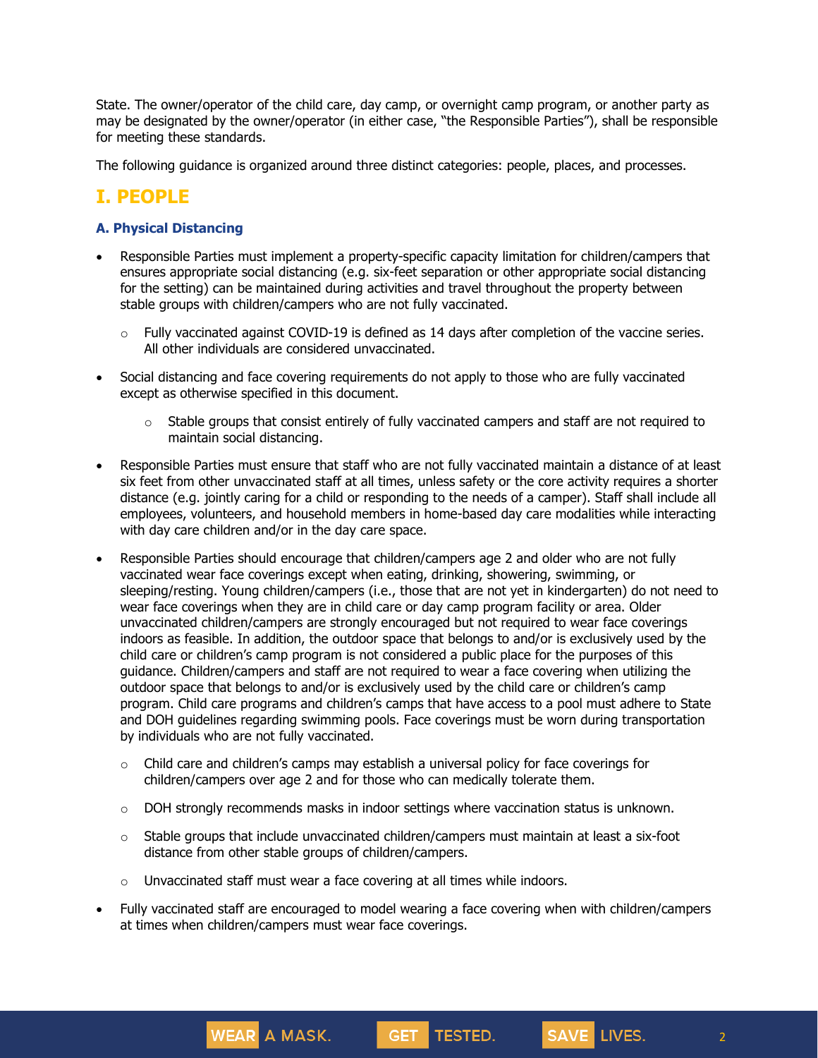State. The owner/operator of the child care, day camp, or overnight camp program, or another party as may be designated by the owner/operator (in either case, "the Responsible Parties"), shall be responsible for meeting these standards.

The following guidance is organized around three distinct categories: people, places, and processes.

## I. PEOPLE

### A. Physical Distancing

- Responsible Parties must implement a property-specific capacity limitation for children/campers that ensures appropriate social distancing (e.g. six-feet separation or other appropriate social distancing for the setting) can be maintained during activities and travel throughout the property between stable groups with children/campers who are not fully vaccinated.
  - Fully vaccinated against COVID-19 is defined as 14 days after completion of the vaccine series. All other individuals are considered unvaccinated.
- Social distancing and face covering requirements do not apply to those who are fully vaccinated except as otherwise specified in this document.
  - Stable groups that consist entirely of fully vaccinated campers and staff are not required to maintain social distancing.
- Responsible Parties must ensure that staff who are not fully vaccinated maintain a distance of at least six feet from other unvaccinated staff at all times, unless safety or the core activity requires a shorter distance (e.g. jointly caring for a child or responding to the needs of a camper). Staff shall include all employees, volunteers, and household members in home-based day care modalities while interacting with day care children and/or in the day care space.
- Responsible Parties should encourage that children/campers age 2 and older who are not fully vaccinated wear face coverings except when eating, drinking, showering, swimming, or sleeping/resting. Young children/campers (i.e., those that are not yet in kindergarten) do not need to wear face coverings when they are in child care or day camp program facility or area. Older unvaccinated children/campers are strongly encouraged but not required to wear face coverings indoors as feasible. In addition, the outdoor space that belongs to and/or is exclusively used by the child care or children's camp program is not considered a public place for the purposes of this guidance. Children/campers and staff are not required to wear a face covering when utilizing the outdoor space that belongs to and/or is exclusively used by the child care or children's camp program. Child care programs and children's camps that have access to a pool must adhere to State and DOH guidelines regarding swimming pools. Face coverings must be worn during transportation by individuals who are not fully vaccinated.
  - Child care and children's camps may establish a universal policy for face coverings for children/campers over age 2 and for those who can medically tolerate them.
  - DOH strongly recommends masks in indoor settings where vaccination status is unknown.
  - Stable groups that include unvaccinated children/campers must maintain at least a six-foot distance from other stable groups of children/campers.
  - Unvaccinated staff must wear a face covering at all times while indoors.
- Fully vaccinated staff are encouraged to model wearing a face covering when with children/campers at times when children/campers must wear face coverings.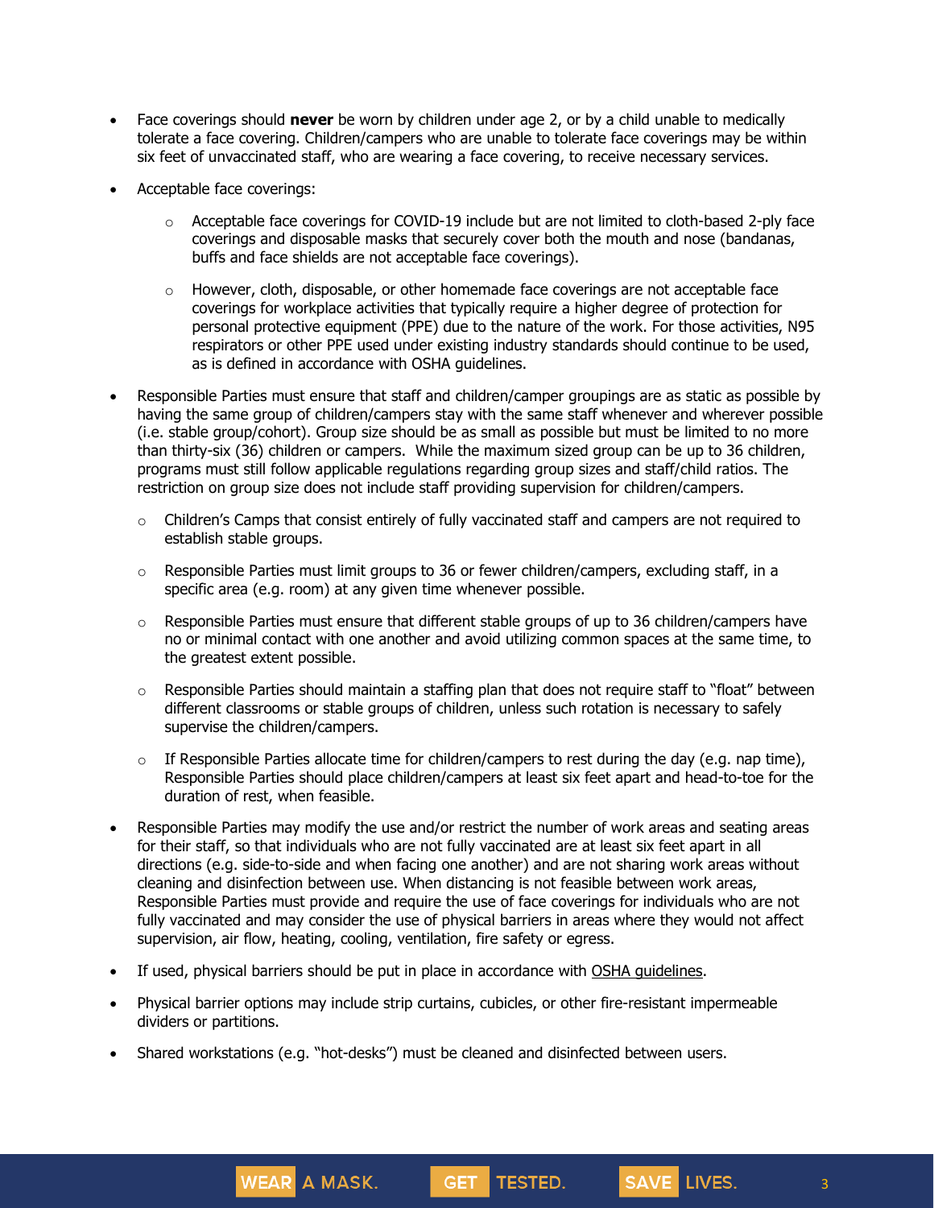- Face coverings should **never** be worn by children under age 2, or by a child unable to medically tolerate a face covering. Children/campers who are unable to tolerate face coverings may be within six feet of unvaccinated staff, who are wearing a face covering, to receive necessary services.
- Acceptable face coverings:
  - Acceptable face coverings for COVID-19 include but are not limited to cloth-based 2-ply face coverings and disposable masks that securely cover both the mouth and nose (bandanas, buffs and face shields are not acceptable face coverings).
  - However, cloth, disposable, or other homemade face coverings are not acceptable face coverings for workplace activities that typically require a higher degree of protection for personal protective equipment (PPE) due to the nature of the work. For those activities, N95 respirators or other PPE used under existing industry standards should continue to be used, as is defined in accordance with OSHA guidelines.
- Responsible Parties must ensure that staff and children/camper groupings are as static as possible by having the same group of children/campers stay with the same staff whenever and wherever possible (i.e. stable group/cohort). Group size should be as small as possible but must be limited to no more than thirty-six (36) children or campers. While the maximum sized group can be up to 36 children, programs must still follow applicable regulations regarding group sizes and staff/child ratios. The restriction on group size does not include staff providing supervision for children/campers.
  - Children's Camps that consist entirely of fully vaccinated staff and campers are not required to establish stable groups.
  - Responsible Parties must limit groups to 36 or fewer children/campers, excluding staff, in a specific area (e.g. room) at any given time whenever possible.
  - Responsible Parties must ensure that different stable groups of up to 36 children/campers have no or minimal contact with one another and avoid utilizing common spaces at the same time, to the greatest extent possible.
  - Responsible Parties should maintain a staffing plan that does not require staff to "float" between different classrooms or stable groups of children, unless such rotation is necessary to safely supervise the children/campers.
  - If Responsible Parties allocate time for children/campers to rest during the day (e.g. nap time), Responsible Parties should place children/campers at least six feet apart and head-to-toe for the duration of rest, when feasible.
- Responsible Parties may modify the use and/or restrict the number of work areas and seating areas for their staff, so that individuals who are not fully vaccinated are at least six feet apart in all directions (e.g. side-to-side and when facing one another) and are not sharing work areas without cleaning and disinfection between use. When distancing is not feasible between work areas, Responsible Parties must provide and require the use of face coverings for individuals who are not fully vaccinated and may consider the use of physical barriers in areas where they would not affect supervision, air flow, heating, cooling, ventilation, fire safety or egress.
- If used, physical barriers should be put in place in accordance with OSHA guidelines.
- Physical barrier options may include strip curtains, cubicles, or other fire-resistant impermeable dividers or partitions.
- Shared workstations (e.g. "hot-desks") must be cleaned and disinfected between users.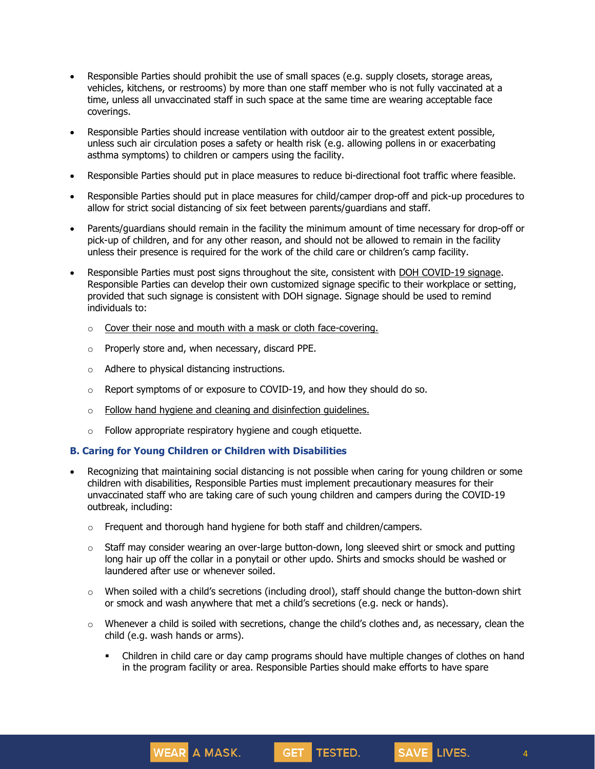- Responsible Parties should prohibit the use of small spaces (e.g. supply closets, storage areas, vehicles, kitchens, or restrooms) by more than one staff member who is not fully vaccinated at a time, unless all unvaccinated staff in such space at the same time are wearing acceptable face coverings.
- Responsible Parties should increase ventilation with outdoor air to the greatest extent possible, unless such air circulation poses a safety or health risk (e.g. allowing pollens in or exacerbating asthma symptoms) to children or campers using the facility.
- Responsible Parties should put in place measures to reduce bi-directional foot traffic where feasible.
- Responsible Parties should put in place measures for child/camper drop-off and pick-up procedures to allow for strict social distancing of six feet between parents/guardians and staff.
- Parents/guardians should remain in the facility the minimum amount of time necessary for drop-off or pick-up of children, and for any other reason, and should not be allowed to remain in the facility unless their presence is required for the work of the child care or children's camp facility.
- Responsible Parties must post signs throughout the site, consistent with DOH COVID-19 signage. Responsible Parties can develop their own customized signage specific to their workplace or setting, provided that such signage is consistent with DOH signage. Signage should be used to remind individuals to:
    - Cover their nose and mouth with a mask or cloth face-covering.
    - Properly store and, when necessary, discard PPE.
    - Adhere to physical distancing instructions.
    - Report symptoms of or exposure to COVID-19, and how they should do so.
    - Follow hand hygiene and cleaning and disinfection guidelines.
    - Follow appropriate respiratory hygiene and cough etiquette.

### B. Caring for Young Children or Children with Disabilities

- Recognizing that maintaining social distancing is not possible when caring for young children or some children with disabilities, Responsible Parties must implement precautionary measures for their unvaccinated staff who are taking care of such young children and campers during the COVID-19 outbreak, including:
    - Frequent and thorough hand hygiene for both staff and children/campers.
    - Staff may consider wearing an over-large button-down, long sleeved shirt or smock and putting long hair up off the collar in a ponytail or other updo. Shirts and smocks should be washed or laundered after use or whenever soiled.
    - When soiled with a child's secretions (including drool), staff should change the button-down shirt or smock and wash anywhere that met a child's secretions (e.g. neck or hands).
    - Whenever a child is soiled with secretions, change the child's clothes and, as necessary, clean the child (e.g. wash hands or arms).
        - Children in child care or day camp programs should have multiple changes of clothes on hand in the program facility or area. Responsible Parties should make efforts to have spare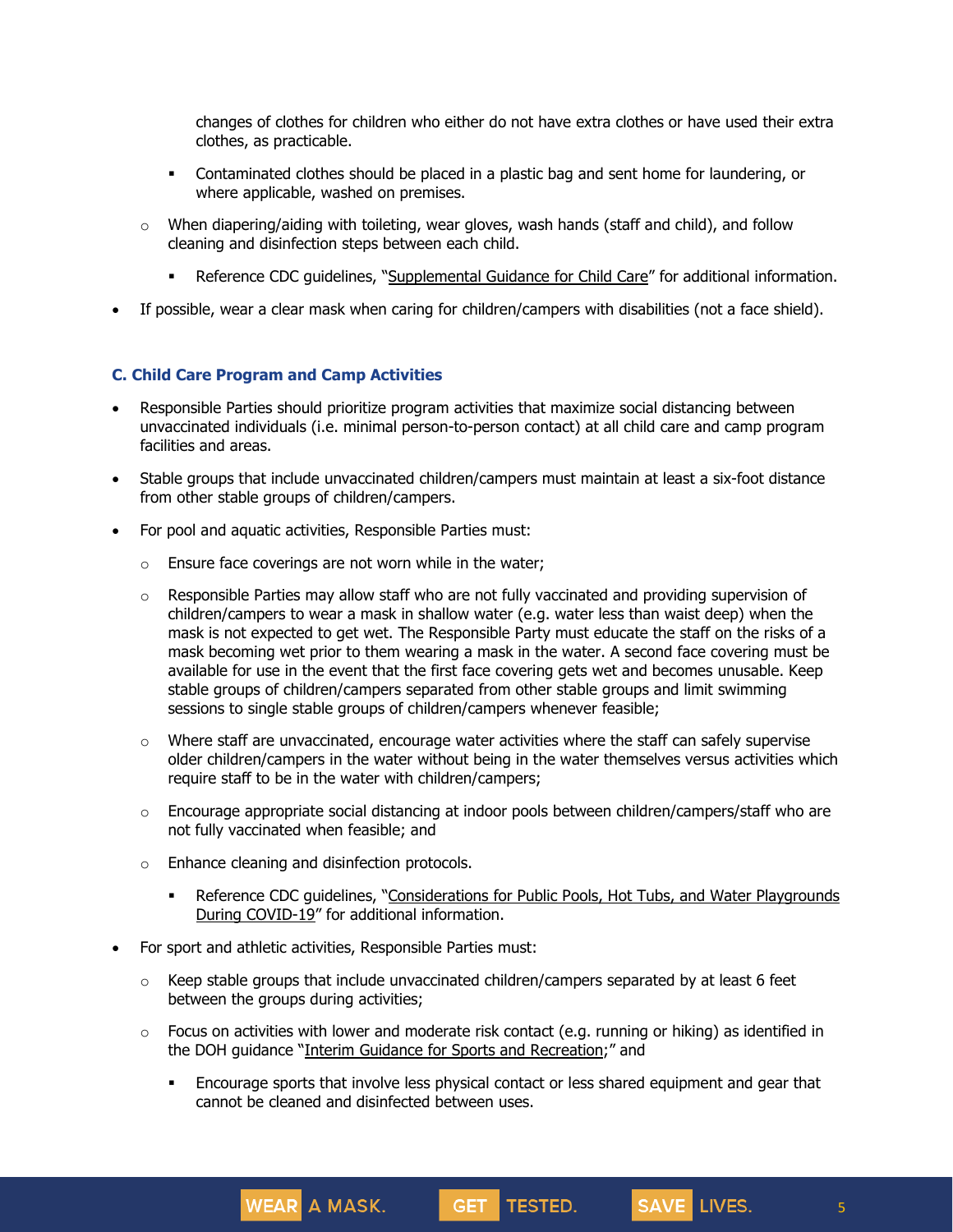- changes of clothes for children who either do not have extra clothes or have used their extra clothes, as practicable.
    - Contaminated clothes should be placed in a plastic bag and sent home for laundering, or where applicable, washed on premises.
  - When diapering/aiding with toileting, wear gloves, wash hands (staff and child), and follow cleaning and disinfection steps between each child.
    - Reference CDC guidelines, "Supplemental Guidance for Child Care" for additional information.
- If possible, wear a clear mask when caring for children/campers with disabilities (not a face shield).

### C. Child Care Program and Camp Activities

- Responsible Parties should prioritize program activities that maximize social distancing between unvaccinated individuals (i.e. minimal person-to-person contact) at all child care and camp program facilities and areas.
- Stable groups that include unvaccinated children/campers must maintain at least a six-foot distance from other stable groups of children/campers.
- For pool and aquatic activities, Responsible Parties must:
  - Ensure face coverings are not worn while in the water;
  - Responsible Parties may allow staff who are not fully vaccinated and providing supervision of children/campers to wear a mask in shallow water (e.g. water less than waist deep) when the mask is not expected to get wet. The Responsible Party must educate the staff on the risks of a mask becoming wet prior to them wearing a mask in the water. A second face covering must be available for use in the event that the first face covering gets wet and becomes unusable. Keep stable groups of children/campers separated from other stable groups and limit swimming sessions to single stable groups of children/campers whenever feasible;
  - Where staff are unvaccinated, encourage water activities where the staff can safely supervise older children/campers in the water without being in the water themselves versus activities which require staff to be in the water with children/campers;
  - Encourage appropriate social distancing at indoor pools between children/campers/staff who are not fully vaccinated when feasible; and
  - Enhance cleaning and disinfection protocols.
    - Reference CDC guidelines, "Considerations for Public Pools, Hot Tubs, and Water Playgrounds During COVID-19" for additional information.
- For sport and athletic activities, Responsible Parties must:
  - Keep stable groups that include unvaccinated children/campers separated by at least 6 feet between the groups during activities;
  - Focus on activities with lower and moderate risk contact (e.g. running or hiking) as identified in the DOH guidance "Interim Guidance for Sports and Recreation;" and
    - Encourage sports that involve less physical contact or less shared equipment and gear that cannot be cleaned and disinfected between uses.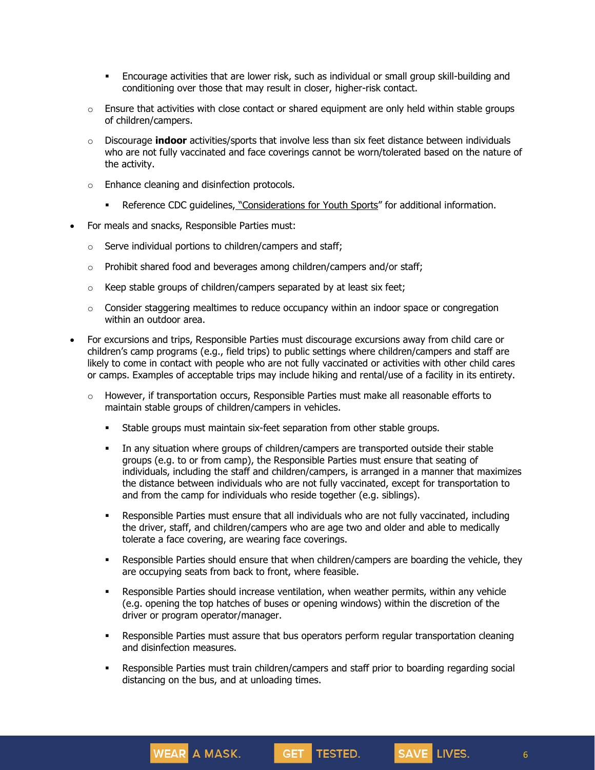- Encourage activities that are lower risk, such as individual or small group skill-building and conditioning over those that may result in closer, higher-risk contact.
    - Ensure that activities with close contact or shared equipment are only held within stable groups of children/campers.
    - Discourage **indoor** activities/sports that involve less than six feet distance between individuals who are not fully vaccinated and face coverings cannot be worn/tolerated based on the nature of the activity.
    - Enhance cleaning and disinfection protocols.
        - Reference CDC guidelines, "Considerations for Youth Sports" for additional information.
- For meals and snacks, Responsible Parties must:
    - Serve individual portions to children/campers and staff;
    - Prohibit shared food and beverages among children/campers and/or staff;
    - Keep stable groups of children/campers separated by at least six feet;
    - Consider staggering mealtimes to reduce occupancy within an indoor space or congregation within an outdoor area.
- For excursions and trips, Responsible Parties must discourage excursions away from child care or children's camp programs (e.g., field trips) to public settings where children/campers and staff are likely to come in contact with people who are not fully vaccinated or activities with other child cares or camps. Examples of acceptable trips may include hiking and rental/use of a facility in its entirety.
    - However, if transportation occurs, Responsible Parties must make all reasonable efforts to maintain stable groups of children/campers in vehicles.
        - Stable groups must maintain six-feet separation from other stable groups.
        - In any situation where groups of children/campers are transported outside their stable groups (e.g. to or from camp), the Responsible Parties must ensure that seating of individuals, including the staff and children/campers, is arranged in a manner that maximizes the distance between individuals who are not fully vaccinated, except for transportation to and from the camp for individuals who reside together (e.g. siblings).
        - Responsible Parties must ensure that all individuals who are not fully vaccinated, including the driver, staff, and children/campers who are age two and older and able to medically tolerate a face covering, are wearing face coverings.
        - Responsible Parties should ensure that when children/campers are boarding the vehicle, they are occupying seats from back to front, where feasible.
        - Responsible Parties should increase ventilation, when weather permits, within any vehicle (e.g. opening the top hatches of buses or opening windows) within the discretion of the driver or program operator/manager.
        - Responsible Parties must assure that bus operators perform regular transportation cleaning and disinfection measures.
        - Responsible Parties must train children/campers and staff prior to boarding regarding social distancing on the bus, and at unloading times.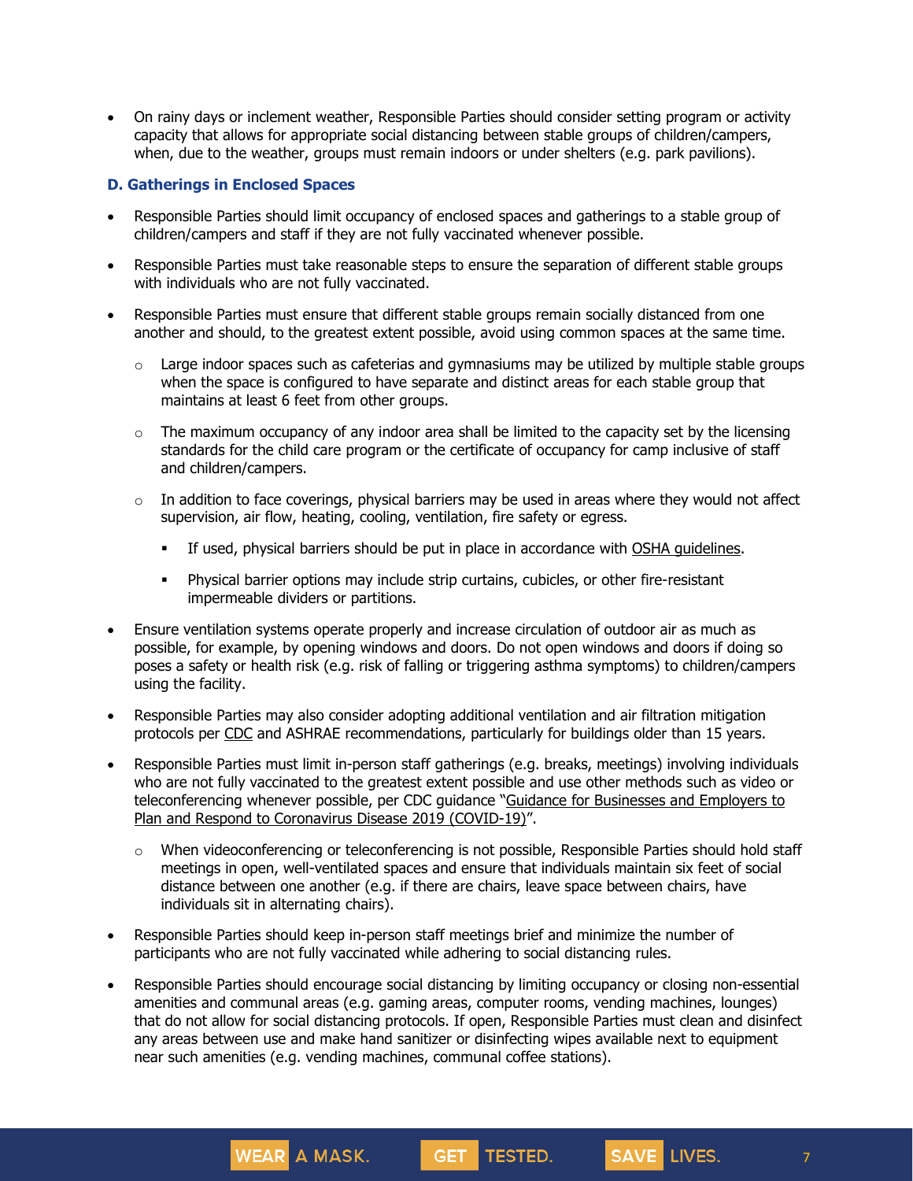- On rainy days or inclement weather, Responsible Parties should consider setting program or activity capacity that allows for appropriate social distancing between stable groups of children/campers, when, due to the weather, groups must remain indoors or under shelters (e.g. park pavilions).

### D. Gatherings in Enclosed Spaces

- Responsible Parties should limit occupancy of enclosed spaces and gatherings to a stable group of children/campers and staff if they are not fully vaccinated whenever possible.
- Responsible Parties must take reasonable steps to ensure the separation of different stable groups with individuals who are not fully vaccinated.
- Responsible Parties must ensure that different stable groups remain socially distanced from one another and should, to the greatest extent possible, avoid using common spaces at the same time.
  - Large indoor spaces such as cafeterias and gymnasiums may be utilized by multiple stable groups when the space is configured to have separate and distinct areas for each stable group that maintains at least 6 feet from other groups.
  - The maximum occupancy of any indoor area shall be limited to the capacity set by the licensing standards for the child care program or the certificate of occupancy for camp inclusive of staff and children/campers.
  - In addition to face coverings, physical barriers may be used in areas where they would not affect supervision, air flow, heating, cooling, ventilation, fire safety or egress.
    - If used, physical barriers should be put in place in accordance with OSHA guidelines.
    - Physical barrier options may include strip curtains, cubicles, or other fire-resistant impermeable dividers or partitions.
- Ensure ventilation systems operate properly and increase circulation of outdoor air as much as possible, for example, by opening windows and doors. Do not open windows and doors if doing so poses a safety or health risk (e.g. risk of falling or triggering asthma symptoms) to children/campers using the facility.
- Responsible Parties may also consider adopting additional ventilation and air filtration mitigation protocols per CDC and ASHRAE recommendations, particularly for buildings older than 15 years.
- Responsible Parties must limit in-person staff gatherings (e.g. breaks, meetings) involving individuals who are not fully vaccinated to the greatest extent possible and use other methods such as video or teleconferencing whenever possible, per CDC guidance "Guidance for Businesses and Employers to Plan and Respond to Coronavirus Disease 2019 (COVID-19)".
  - When videoconferencing or teleconferencing is not possible, Responsible Parties should hold staff meetings in open, well-ventilated spaces and ensure that individuals maintain six feet of social distance between one another (e.g. if there are chairs, leave space between chairs, have individuals sit in alternating chairs).
- Responsible Parties should keep in-person staff meetings brief and minimize the number of participants who are not fully vaccinated while adhering to social distancing rules.
- Responsible Parties should encourage social distancing by limiting occupancy or closing non-essential amenities and communal areas (e.g. gaming areas, computer rooms, vending machines, lounges) that do not allow for social distancing protocols. If open, Responsible Parties must clean and disinfect any areas between use and make hand sanitizer or disinfecting wipes available next to equipment near such amenities (e.g. vending machines, communal coffee stations).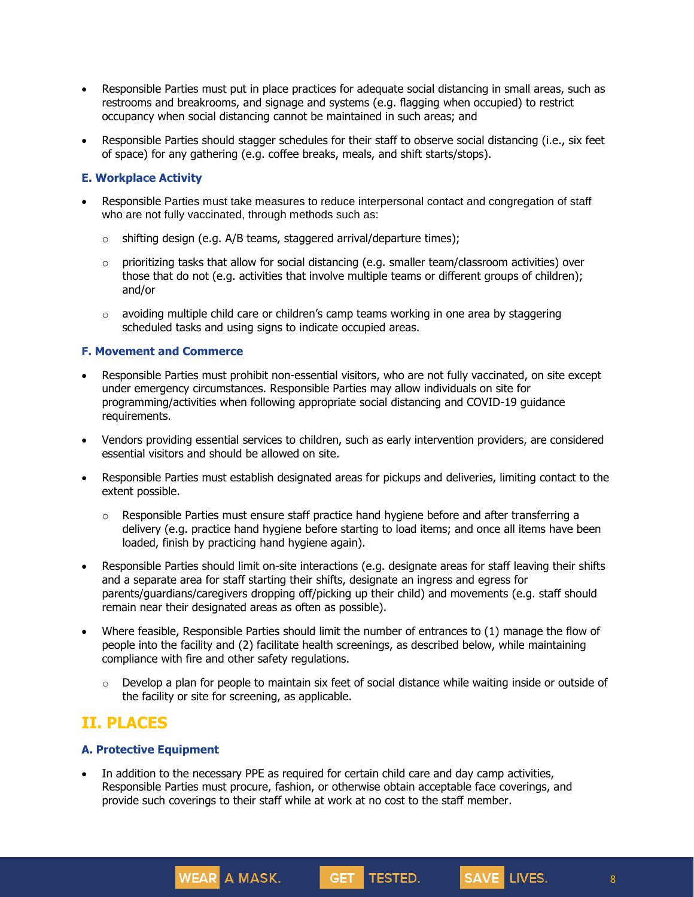- Responsible Parties must put in place practices for adequate social distancing in small areas, such as restrooms and breakrooms, and signage and systems (e.g. flagging when occupied) to restrict occupancy when social distancing cannot be maintained in such areas; and
- Responsible Parties should stagger schedules for their staff to observe social distancing (i.e., six feet of space) for any gathering (e.g. coffee breaks, meals, and shift starts/stops).

### E. Workplace Activity

- Responsible Parties must take measures to reduce interpersonal contact and congregation of staff who are not fully vaccinated, through methods such as:
  - shifting design (e.g. A/B teams, staggered arrival/departure times);
  - prioritizing tasks that allow for social distancing (e.g. smaller team/classroom activities) over those that do not (e.g. activities that involve multiple teams or different groups of children); and/or
  - avoiding multiple child care or children's camp teams working in one area by staggering scheduled tasks and using signs to indicate occupied areas.

### F. Movement and Commerce

- Responsible Parties must prohibit non-essential visitors, who are not fully vaccinated, on site except under emergency circumstances. Responsible Parties may allow individuals on site for programming/activities when following appropriate social distancing and COVID-19 guidance requirements.
- Vendors providing essential services to children, such as early intervention providers, are considered essential visitors and should be allowed on site.
- Responsible Parties must establish designated areas for pickups and deliveries, limiting contact to the extent possible.
  - Responsible Parties must ensure staff practice hand hygiene before and after transferring a delivery (e.g. practice hand hygiene before starting to load items; and once all items have been loaded, finish by practicing hand hygiene again).
- Responsible Parties should limit on-site interactions (e.g. designate areas for staff leaving their shifts and a separate area for staff starting their shifts, designate an ingress and egress for parents/guardians/caregivers dropping off/picking up their child) and movements (e.g. staff should remain near their designated areas as often as possible).
- Where feasible, Responsible Parties should limit the number of entrances to (1) manage the flow of people into the facility and (2) facilitate health screenings, as described below, while maintaining compliance with fire and other safety regulations.
  - Develop a plan for people to maintain six feet of social distance while waiting inside or outside of the facility or site for screening, as applicable.

## II. PLACES

### A. Protective Equipment

- In addition to the necessary PPE as required for certain child care and day camp activities, Responsible Parties must procure, fashion, or otherwise obtain acceptable face coverings, and provide such coverings to their staff while at work at no cost to the staff member.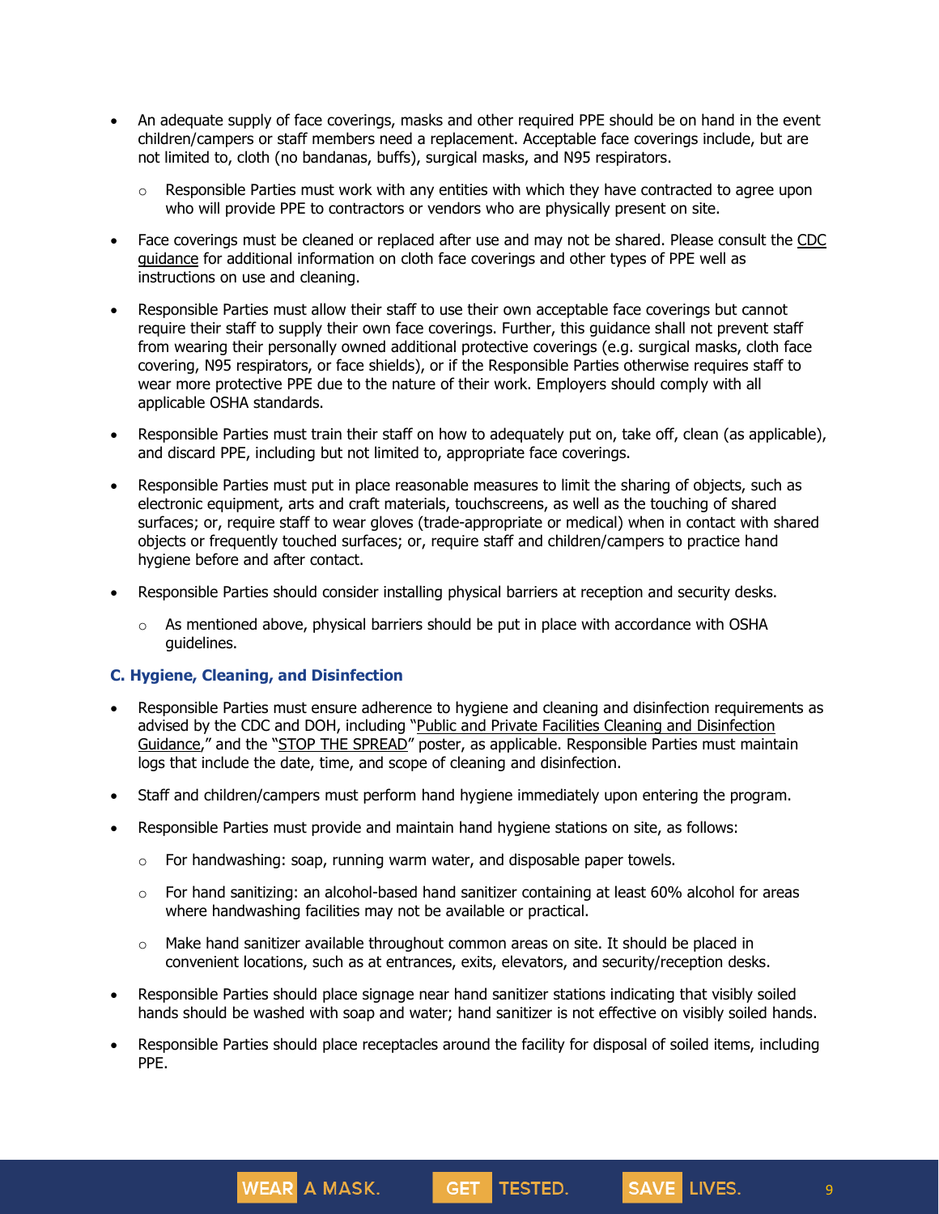- An adequate supply of face coverings, masks and other required PPE should be on hand in the event children/campers or staff members need a replacement. Acceptable face coverings include, but are not limited to, cloth (no bandanas, buffs), surgical masks, and N95 respirators.
  - Responsible Parties must work with any entities with which they have contracted to agree upon who will provide PPE to contractors or vendors who are physically present on site.
- Face coverings must be cleaned or replaced after use and may not be shared. Please consult the CDC guidance for additional information on cloth face coverings and other types of PPE well as instructions on use and cleaning.
- Responsible Parties must allow their staff to use their own acceptable face coverings but cannot require their staff to supply their own face coverings. Further, this guidance shall not prevent staff from wearing their personally owned additional protective coverings (e.g. surgical masks, cloth face covering, N95 respirators, or face shields), or if the Responsible Parties otherwise requires staff to wear more protective PPE due to the nature of their work. Employers should comply with all applicable OSHA standards.
- Responsible Parties must train their staff on how to adequately put on, take off, clean (as applicable), and discard PPE, including but not limited to, appropriate face coverings.
- Responsible Parties must put in place reasonable measures to limit the sharing of objects, such as electronic equipment, arts and craft materials, touchscreens, as well as the touching of shared surfaces; or, require staff to wear gloves (trade-appropriate or medical) when in contact with shared objects or frequently touched surfaces; or, require staff and children/campers to practice hand hygiene before and after contact.
- Responsible Parties should consider installing physical barriers at reception and security desks.
  - As mentioned above, physical barriers should be put in place with accordance with OSHA guidelines.

### C. Hygiene, Cleaning, and Disinfection

- Responsible Parties must ensure adherence to hygiene and cleaning and disinfection requirements as advised by the CDC and DOH, including "Public and Private Facilities Cleaning and Disinfection Guidance," and the "STOP THE SPREAD" poster, as applicable. Responsible Parties must maintain logs that include the date, time, and scope of cleaning and disinfection.
- Staff and children/campers must perform hand hygiene immediately upon entering the program.
- Responsible Parties must provide and maintain hand hygiene stations on site, as follows:
  - For handwashing: soap, running warm water, and disposable paper towels.
  - For hand sanitizing: an alcohol-based hand sanitizer containing at least 60% alcohol for areas where handwashing facilities may not be available or practical.
  - Make hand sanitizer available throughout common areas on site. It should be placed in convenient locations, such as at entrances, exits, elevators, and security/reception desks.
- Responsible Parties should place signage near hand sanitizer stations indicating that visibly soiled hands should be washed with soap and water; hand sanitizer is not effective on visibly soiled hands.
- Responsible Parties should place receptacles around the facility for disposal of soiled items, including PPE.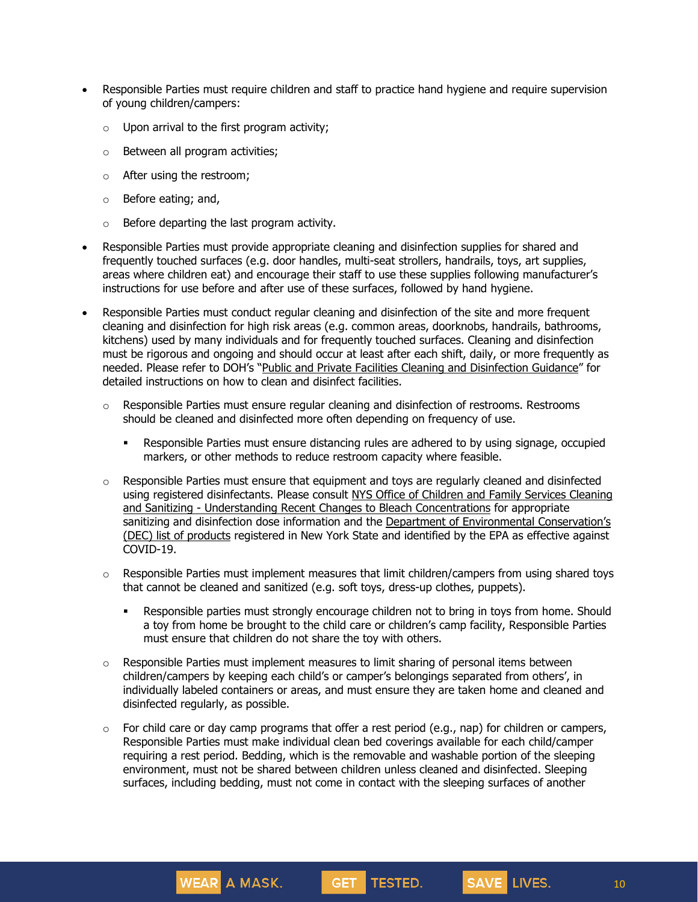- Responsible Parties must require children and staff to practice hand hygiene and require supervision of young children/campers:
  - Upon arrival to the first program activity;
  - Between all program activities;
  - After using the restroom;
  - Before eating; and,
  - Before departing the last program activity.
- Responsible Parties must provide appropriate cleaning and disinfection supplies for shared and frequently touched surfaces (e.g. door handles, multi-seat strollers, handrails, toys, art supplies, areas where children eat) and encourage their staff to use these supplies following manufacturer's instructions for use before and after use of these surfaces, followed by hand hygiene.
- Responsible Parties must conduct regular cleaning and disinfection of the site and more frequent cleaning and disinfection for high risk areas (e.g. common areas, doorknobs, handrails, bathrooms, kitchens) used by many individuals and for frequently touched surfaces. Cleaning and disinfection must be rigorous and ongoing and should occur at least after each shift, daily, or more frequently as needed. Please refer to DOH's "Public and Private Facilities Cleaning and Disinfection Guidance" for detailed instructions on how to clean and disinfect facilities.
  - Responsible Parties must ensure regular cleaning and disinfection of restrooms. Restrooms should be cleaned and disinfected more often depending on frequency of use.
    - Responsible Parties must ensure distancing rules are adhered to by using signage, occupied markers, or other methods to reduce restroom capacity where feasible.
  - Responsible Parties must ensure that equipment and toys are regularly cleaned and disinfected using registered disinfectants. Please consult NYS Office of Children and Family Services Cleaning and Sanitizing - Understanding Recent Changes to Bleach Concentrations for appropriate sanitizing and disinfection dose information and the Department of Environmental Conservation's (DEC) list of products registered in New York State and identified by the EPA as effective against COVID-19.
  - Responsible Parties must implement measures that limit children/campers from using shared toys that cannot be cleaned and sanitized (e.g. soft toys, dress-up clothes, puppets).
    - Responsible parties must strongly encourage children not to bring in toys from home. Should a toy from home be brought to the child care or children's camp facility, Responsible Parties must ensure that children do not share the toy with others.
  - Responsible Parties must implement measures to limit sharing of personal items between children/campers by keeping each child's or camper's belongings separated from others', in individually labeled containers or areas, and must ensure they are taken home and cleaned and disinfected regularly, as possible.
  - For child care or day camp programs that offer a rest period (e.g., nap) for children or campers, Responsible Parties must make individual clean bed coverings available for each child/camper requiring a rest period. Bedding, which is the removable and washable portion of the sleeping environment, must not be shared between children unless cleaned and disinfected. Sleeping surfaces, including bedding, must not come in contact with the sleeping surfaces of another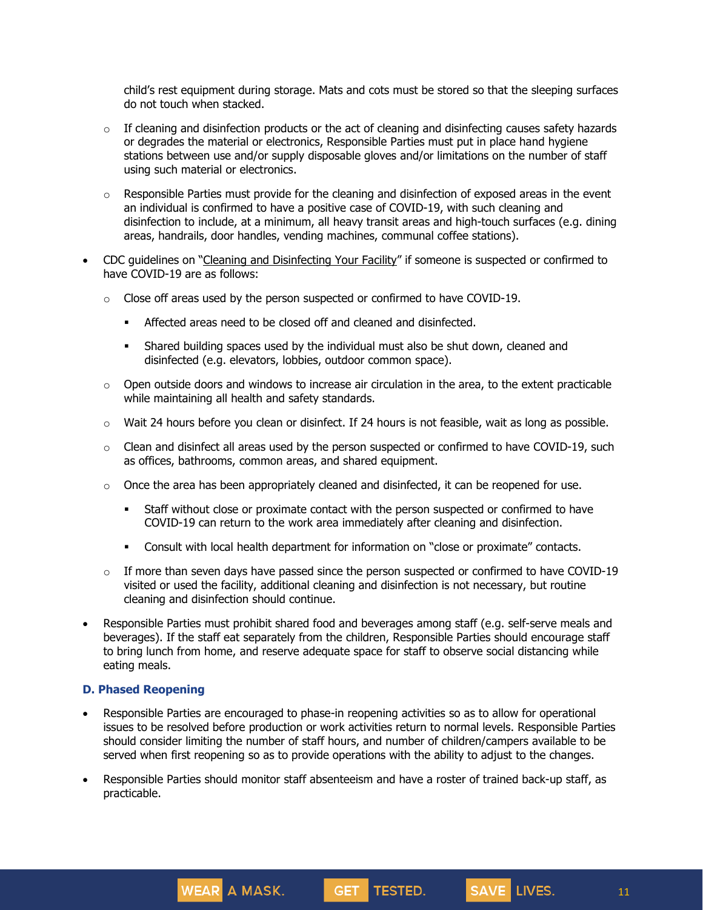child's rest equipment during storage. Mats and cots must be stored so that the sleeping surfaces do not touch when stacked.

- If cleaning and disinfection products or the act of cleaning and disinfecting causes safety hazards or degrades the material or electronics, Responsible Parties must put in place hand hygiene stations between use and/or supply disposable gloves and/or limitations on the number of staff using such material or electronics.
- Responsible Parties must provide for the cleaning and disinfection of exposed areas in the event an individual is confirmed to have a positive case of COVID-19, with such cleaning and disinfection to include, at a minimum, all heavy transit areas and high-touch surfaces (e.g. dining areas, handrails, door handles, vending machines, communal coffee stations).

- CDC guidelines on "Cleaning and Disinfecting Your Facility" if someone is suspected or confirmed to have COVID-19 are as follows:
  - Close off areas used by the person suspected or confirmed to have COVID-19.
    - Affected areas need to be closed off and cleaned and disinfected.
    - Shared building spaces used by the individual must also be shut down, cleaned and disinfected (e.g. elevators, lobbies, outdoor common space).
  - Open outside doors and windows to increase air circulation in the area, to the extent practicable while maintaining all health and safety standards.
  - Wait 24 hours before you clean or disinfect. If 24 hours is not feasible, wait as long as possible.
  - Clean and disinfect all areas used by the person suspected or confirmed to have COVID-19, such as offices, bathrooms, common areas, and shared equipment.
  - Once the area has been appropriately cleaned and disinfected, it can be reopened for use.
    - Staff without close or proximate contact with the person suspected or confirmed to have COVID-19 can return to the work area immediately after cleaning and disinfection.
    - Consult with local health department for information on "close or proximate" contacts.
  - If more than seven days have passed since the person suspected or confirmed to have COVID-19 visited or used the facility, additional cleaning and disinfection is not necessary, but routine cleaning and disinfection should continue.
- Responsible Parties must prohibit shared food and beverages among staff (e.g. self-serve meals and beverages). If the staff eat separately from the children, Responsible Parties should encourage staff to bring lunch from home, and reserve adequate space for staff to observe social distancing while eating meals.

### D. Phased Reopening

- Responsible Parties are encouraged to phase-in reopening activities so as to allow for operational issues to be resolved before production or work activities return to normal levels. Responsible Parties should consider limiting the number of staff hours, and number of children/campers available to be served when first reopening so as to provide operations with the ability to adjust to the changes.
- Responsible Parties should monitor staff absenteeism and have a roster of trained back-up staff, as practicable.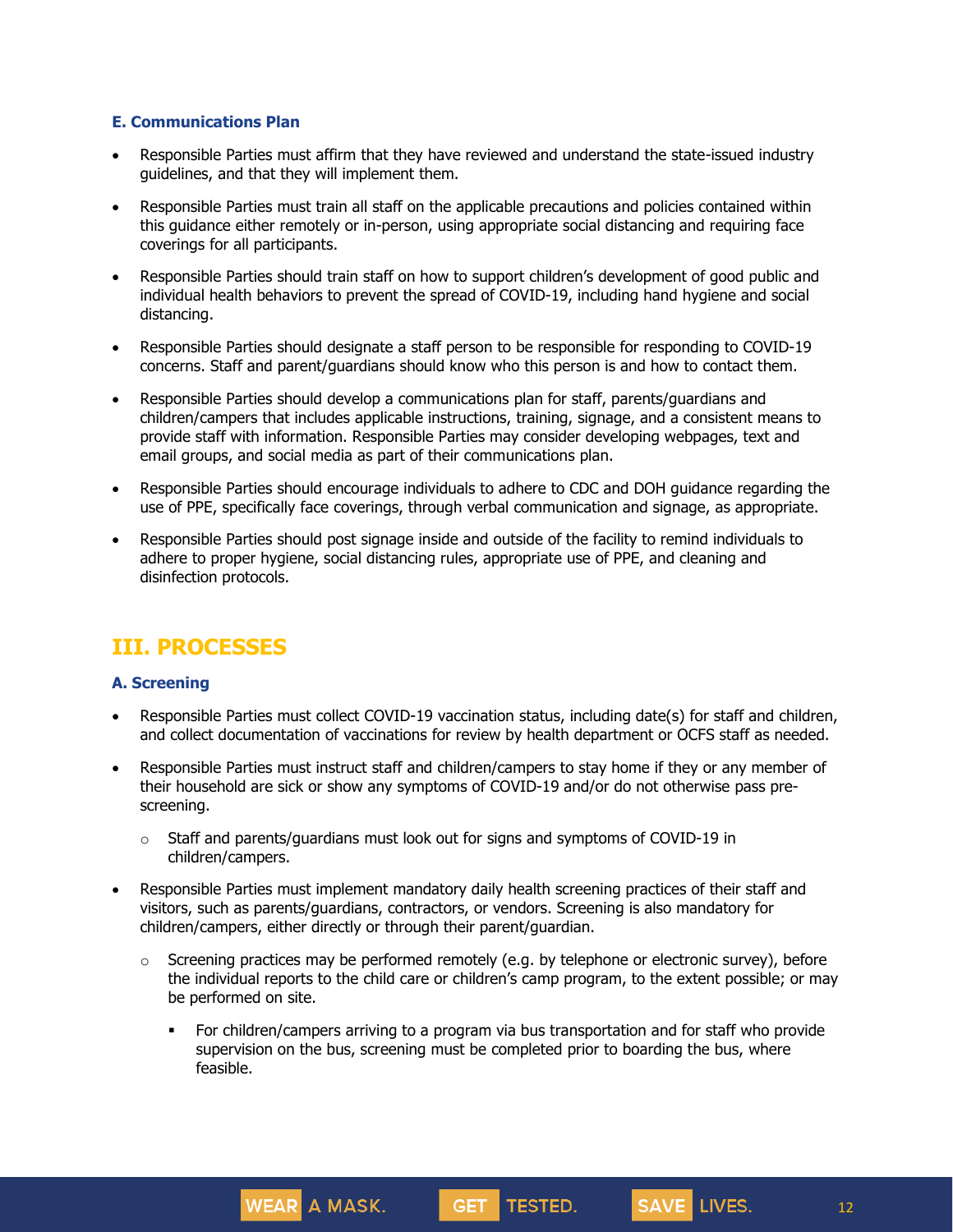### E. Communications Plan

- Responsible Parties must affirm that they have reviewed and understand the state-issued industry guidelines, and that they will implement them.
- Responsible Parties must train all staff on the applicable precautions and policies contained within this guidance either remotely or in-person, using appropriate social distancing and requiring face coverings for all participants.
- Responsible Parties should train staff on how to support children's development of good public and individual health behaviors to prevent the spread of COVID-19, including hand hygiene and social distancing.
- Responsible Parties should designate a staff person to be responsible for responding to COVID-19 concerns. Staff and parent/guardians should know who this person is and how to contact them.
- Responsible Parties should develop a communications plan for staff, parents/guardians and children/campers that includes applicable instructions, training, signage, and a consistent means to provide staff with information. Responsible Parties may consider developing webpages, text and email groups, and social media as part of their communications plan.
- Responsible Parties should encourage individuals to adhere to CDC and DOH guidance regarding the use of PPE, specifically face coverings, through verbal communication and signage, as appropriate.
- Responsible Parties should post signage inside and outside of the facility to remind individuals to adhere to proper hygiene, social distancing rules, appropriate use of PPE, and cleaning and disinfection protocols.

## III. PROCESSES

### A. Screening

- Responsible Parties must collect COVID-19 vaccination status, including date(s) for staff and children, and collect documentation of vaccinations for review by health department or OCFS staff as needed.
- Responsible Parties must instruct staff and children/campers to stay home if they or any member of their household are sick or show any symptoms of COVID-19 and/or do not otherwise pass pre-screening.
    - Staff and parents/guardians must look out for signs and symptoms of COVID-19 in children/campers.
- Responsible Parties must implement mandatory daily health screening practices of their staff and visitors, such as parents/guardians, contractors, or vendors. Screening is also mandatory for children/campers, either directly or through their parent/guardian.
    - Screening practices may be performed remotely (e.g. by telephone or electronic survey), before the individual reports to the child care or children's camp program, to the extent possible; or may be performed on site.
        - For children/campers arriving to a program via bus transportation and for staff who provide supervision on the bus, screening must be completed prior to boarding the bus, where feasible.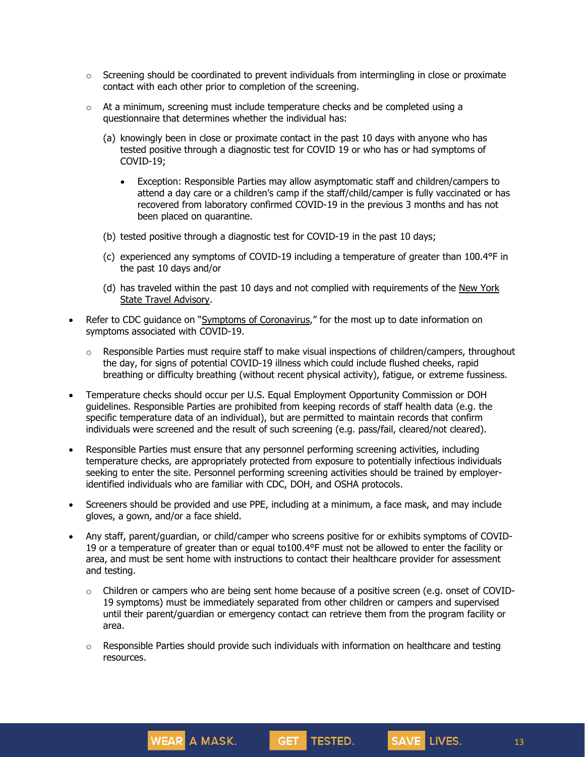- Screening should be coordinated to prevent individuals from intermingling in close or proximate contact with each other prior to completion of the screening.
- At a minimum, screening must include temperature checks and be completed using a questionnaire that determines whether the individual has:
  - (a) knowingly been in close or proximate contact in the past 10 days with anyone who has tested positive through a diagnostic test for COVID 19 or who has or had symptoms of COVID-19;
    - Exception: Responsible Parties may allow asymptomatic staff and children/campers to attend a day care or a children's camp if the staff/child/camper is fully vaccinated or has recovered from laboratory confirmed COVID-19 in the previous 3 months and has not been placed on quarantine.
  - (b) tested positive through a diagnostic test for COVID-19 in the past 10 days;
  - (c) experienced any symptoms of COVID-19 including a temperature of greater than 100.4°F in the past 10 days and/or
  - (d) has traveled within the past 10 days and not complied with requirements of the New York State Travel Advisory.

- Refer to CDC guidance on "Symptoms of Coronavirus," for the most up to date information on symptoms associated with COVID-19.
  - Responsible Parties must require staff to make visual inspections of children/campers, throughout the day, for signs of potential COVID-19 illness which could include flushed cheeks, rapid breathing or difficulty breathing (without recent physical activity), fatigue, or extreme fussiness.
- Temperature checks should occur per U.S. Equal Employment Opportunity Commission or DOH guidelines. Responsible Parties are prohibited from keeping records of staff health data (e.g. the specific temperature data of an individual), but are permitted to maintain records that confirm individuals were screened and the result of such screening (e.g. pass/fail, cleared/not cleared).
- Responsible Parties must ensure that any personnel performing screening activities, including temperature checks, are appropriately protected from exposure to potentially infectious individuals seeking to enter the site. Personnel performing screening activities should be trained by employer-identified individuals who are familiar with CDC, DOH, and OSHA protocols.
- Screeners should be provided and use PPE, including at a minimum, a face mask, and may include gloves, a gown, and/or a face shield.
- Any staff, parent/guardian, or child/camper who screens positive for or exhibits symptoms of COVID-19 or a temperature of greater than or equal to100.4°F must not be allowed to enter the facility or area, and must be sent home with instructions to contact their healthcare provider for assessment and testing.
  - Children or campers who are being sent home because of a positive screen (e.g. onset of COVID-19 symptoms) must be immediately separated from other children or campers and supervised until their parent/guardian or emergency contact can retrieve them from the program facility or area.
  - Responsible Parties should provide such individuals with information on healthcare and testing resources.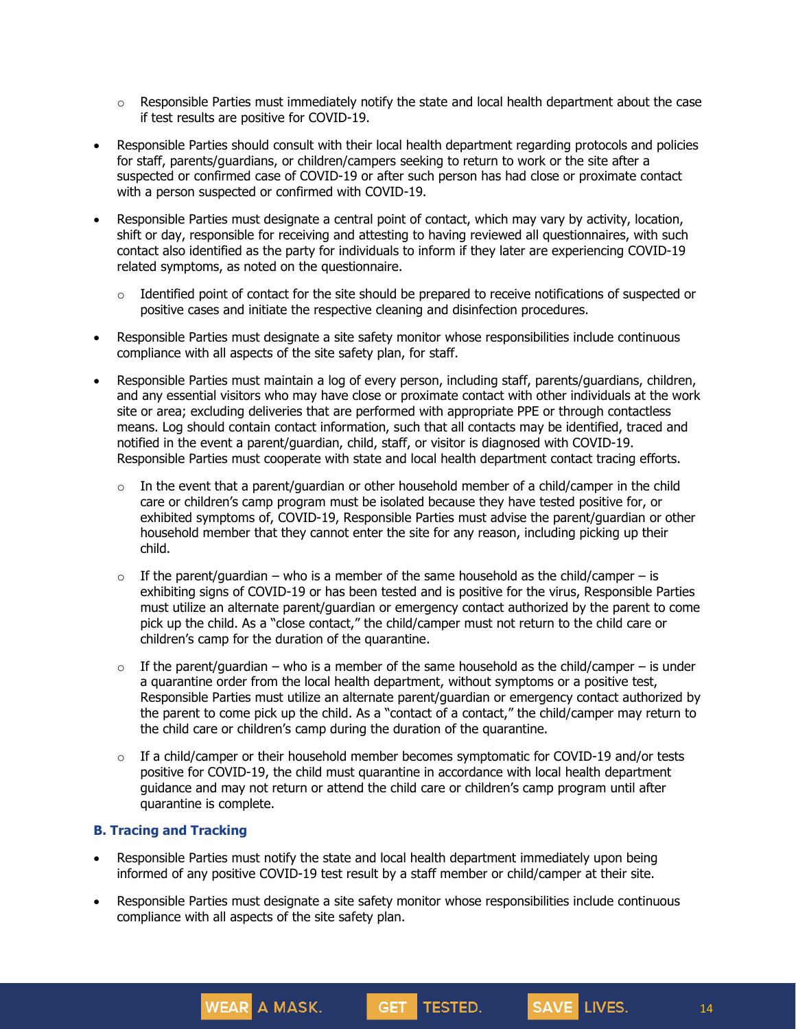- Responsible Parties must immediately notify the state and local health department about the case if test results are positive for COVID-19.
- Responsible Parties should consult with their local health department regarding protocols and policies for staff, parents/guardians, or children/campers seeking to return to work or the site after a suspected or confirmed case of COVID-19 or after such person has had close or proximate contact with a person suspected or confirmed with COVID-19.
- Responsible Parties must designate a central point of contact, which may vary by activity, location, shift or day, responsible for receiving and attesting to having reviewed all questionnaires, with such contact also identified as the party for individuals to inform if they later are experiencing COVID-19 related symptoms, as noted on the questionnaire.
  - Identified point of contact for the site should be prepared to receive notifications of suspected or positive cases and initiate the respective cleaning and disinfection procedures.
- Responsible Parties must designate a site safety monitor whose responsibilities include continuous compliance with all aspects of the site safety plan, for staff.
- Responsible Parties must maintain a log of every person, including staff, parents/guardians, children, and any essential visitors who may have close or proximate contact with other individuals at the work site or area; excluding deliveries that are performed with appropriate PPE or through contactless means. Log should contain contact information, such that all contacts may be identified, traced and notified in the event a parent/guardian, child, staff, or visitor is diagnosed with COVID-19. Responsible Parties must cooperate with state and local health department contact tracing efforts.
  - In the event that a parent/guardian or other household member of a child/camper in the child care or children's camp program must be isolated because they have tested positive for, or exhibited symptoms of, COVID-19, Responsible Parties must advise the parent/guardian or other household member that they cannot enter the site for any reason, including picking up their child.
  - If the parent/guardian – who is a member of the same household as the child/camper – is exhibiting signs of COVID-19 or has been tested and is positive for the virus, Responsible Parties must utilize an alternate parent/guardian or emergency contact authorized by the parent to come pick up the child. As a "close contact," the child/camper must not return to the child care or children's camp for the duration of the quarantine.
  - If the parent/guardian – who is a member of the same household as the child/camper – is under a quarantine order from the local health department, without symptoms or a positive test, Responsible Parties must utilize an alternate parent/guardian or emergency contact authorized by the parent to come pick up the child. As a "contact of a contact," the child/camper may return to the child care or children's camp during the duration of the quarantine.
  - If a child/camper or their household member becomes symptomatic for COVID-19 and/or tests positive for COVID-19, the child must quarantine in accordance with local health department guidance and may not return or attend the child care or children's camp program until after quarantine is complete.

### B. Tracing and Tracking

- Responsible Parties must notify the state and local health department immediately upon being informed of any positive COVID-19 test result by a staff member or child/camper at their site.
- Responsible Parties must designate a site safety monitor whose responsibilities include continuous compliance with all aspects of the site safety plan.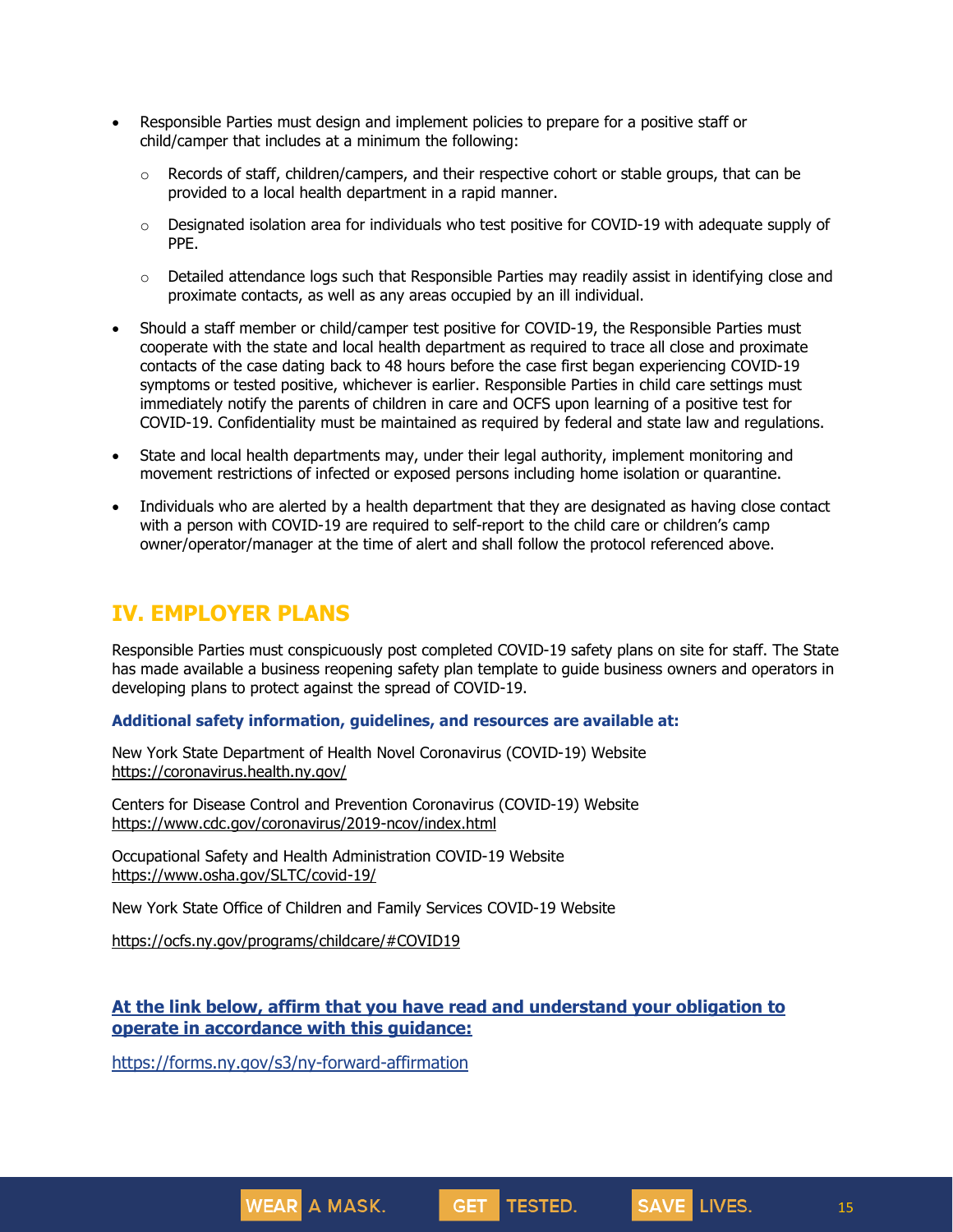- Responsible Parties must design and implement policies to prepare for a positive staff or child/camper that includes at a minimum the following:
  - Records of staff, children/campers, and their respective cohort or stable groups, that can be provided to a local health department in a rapid manner.
  - Designated isolation area for individuals who test positive for COVID-19 with adequate supply of PPE.
  - Detailed attendance logs such that Responsible Parties may readily assist in identifying close and proximate contacts, as well as any areas occupied by an ill individual.
- Should a staff member or child/camper test positive for COVID-19, the Responsible Parties must cooperate with the state and local health department as required to trace all close and proximate contacts of the case dating back to 48 hours before the case first began experiencing COVID-19 symptoms or tested positive, whichever is earlier. Responsible Parties in child care settings must immediately notify the parents of children in care and OCFS upon learning of a positive test for COVID-19. Confidentiality must be maintained as required by federal and state law and regulations.
- State and local health departments may, under their legal authority, implement monitoring and movement restrictions of infected or exposed persons including home isolation or quarantine.
- Individuals who are alerted by a health department that they are designated as having close contact with a person with COVID-19 are required to self-report to the child care or children's camp owner/operator/manager at the time of alert and shall follow the protocol referenced above.

## IV. EMPLOYER PLANS

Responsible Parties must conspicuously post completed COVID-19 safety plans on site for staff. The State has made available a business reopening safety plan template to guide business owners and operators in developing plans to protect against the spread of COVID-19.

**Additional safety information, guidelines, and resources are available at:**

New York State Department of Health Novel Coronavirus (COVID-19) Website
https://coronavirus.health.ny.gov/

Centers for Disease Control and Prevention Coronavirus (COVID-19) Website
https://www.cdc.gov/coronavirus/2019-ncov/index.html

Occupational Safety and Health Administration COVID-19 Website
https://www.osha.gov/SLTC/covid-19/

New York State Office of Children and Family Services COVID-19 Website

https://ocfs.ny.gov/programs/childcare/#COVID19

**At the link below, affirm that you have read and understand your obligation to operate in accordance with this guidance:**

https://forms.ny.gov/s3/ny-forward-affirmation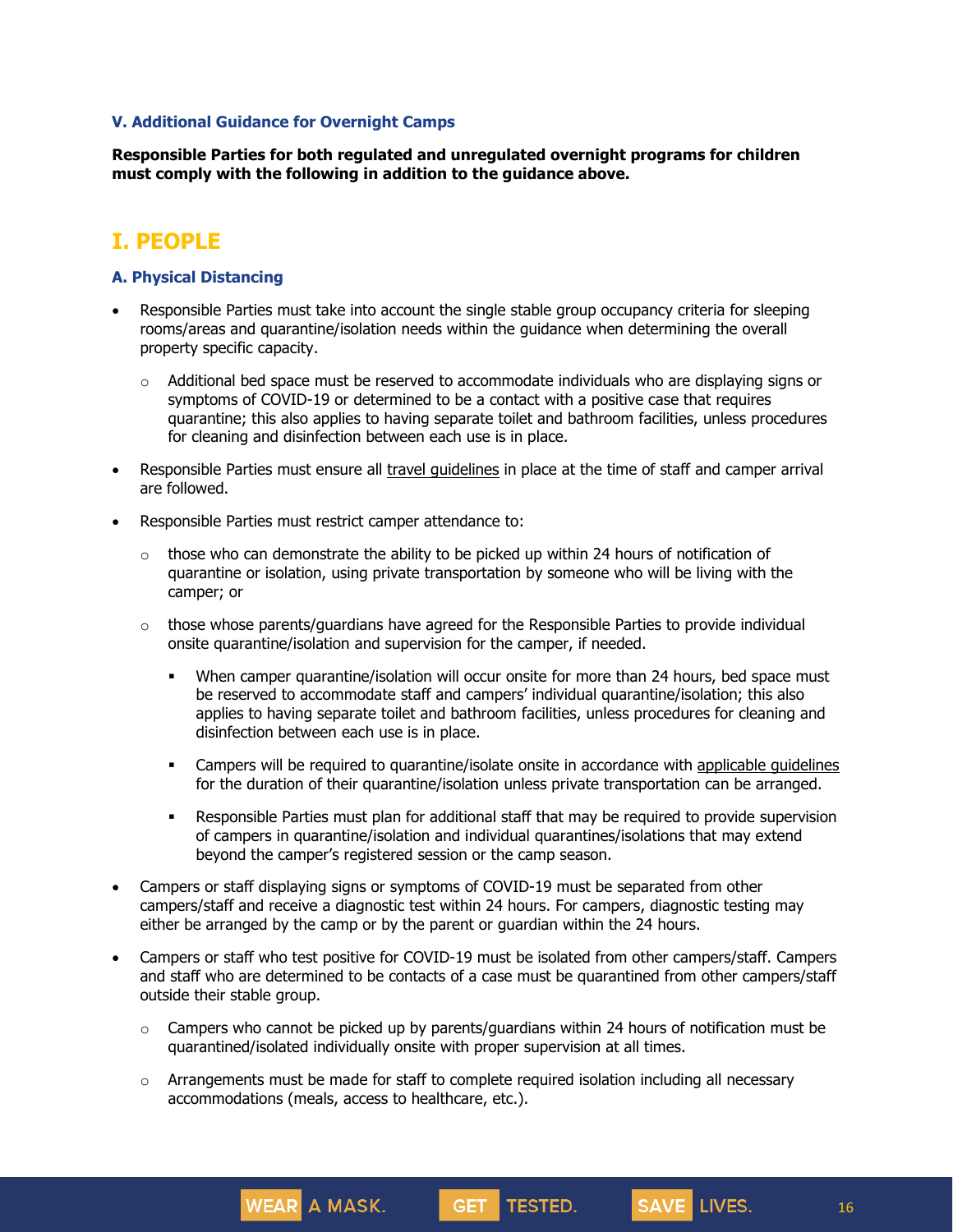### V. Additional Guidance for Overnight Camps

**Responsible Parties for both regulated and unregulated overnight programs for children must comply with the following in addition to the guidance above.**

## I. PEOPLE

### A. Physical Distancing

- Responsible Parties must take into account the single stable group occupancy criteria for sleeping rooms/areas and quarantine/isolation needs within the guidance when determining the overall property specific capacity.
  - Additional bed space must be reserved to accommodate individuals who are displaying signs or symptoms of COVID-19 or determined to be a contact with a positive case that requires quarantine; this also applies to having separate toilet and bathroom facilities, unless procedures for cleaning and disinfection between each use is in place.
- Responsible Parties must ensure all travel guidelines in place at the time of staff and camper arrival are followed.
- Responsible Parties must restrict camper attendance to:
  - those who can demonstrate the ability to be picked up within 24 hours of notification of quarantine or isolation, using private transportation by someone who will be living with the camper; or
  - those whose parents/guardians have agreed for the Responsible Parties to provide individual onsite quarantine/isolation and supervision for the camper, if needed.
    - When camper quarantine/isolation will occur onsite for more than 24 hours, bed space must be reserved to accommodate staff and campers' individual quarantine/isolation; this also applies to having separate toilet and bathroom facilities, unless procedures for cleaning and disinfection between each use is in place.
    - Campers will be required to quarantine/isolate onsite in accordance with applicable guidelines for the duration of their quarantine/isolation unless private transportation can be arranged.
    - Responsible Parties must plan for additional staff that may be required to provide supervision of campers in quarantine/isolation and individual quarantines/isolations that may extend beyond the camper's registered session or the camp season.
- Campers or staff displaying signs or symptoms of COVID-19 must be separated from other campers/staff and receive a diagnostic test within 24 hours. For campers, diagnostic testing may either be arranged by the camp or by the parent or guardian within the 24 hours.
- Campers or staff who test positive for COVID-19 must be isolated from other campers/staff. Campers and staff who are determined to be contacts of a case must be quarantined from other campers/staff outside their stable group.
  - Campers who cannot be picked up by parents/guardians within 24 hours of notification must be quarantined/isolated individually onsite with proper supervision at all times.
  - Arrangements must be made for staff to complete required isolation including all necessary accommodations (meals, access to healthcare, etc.).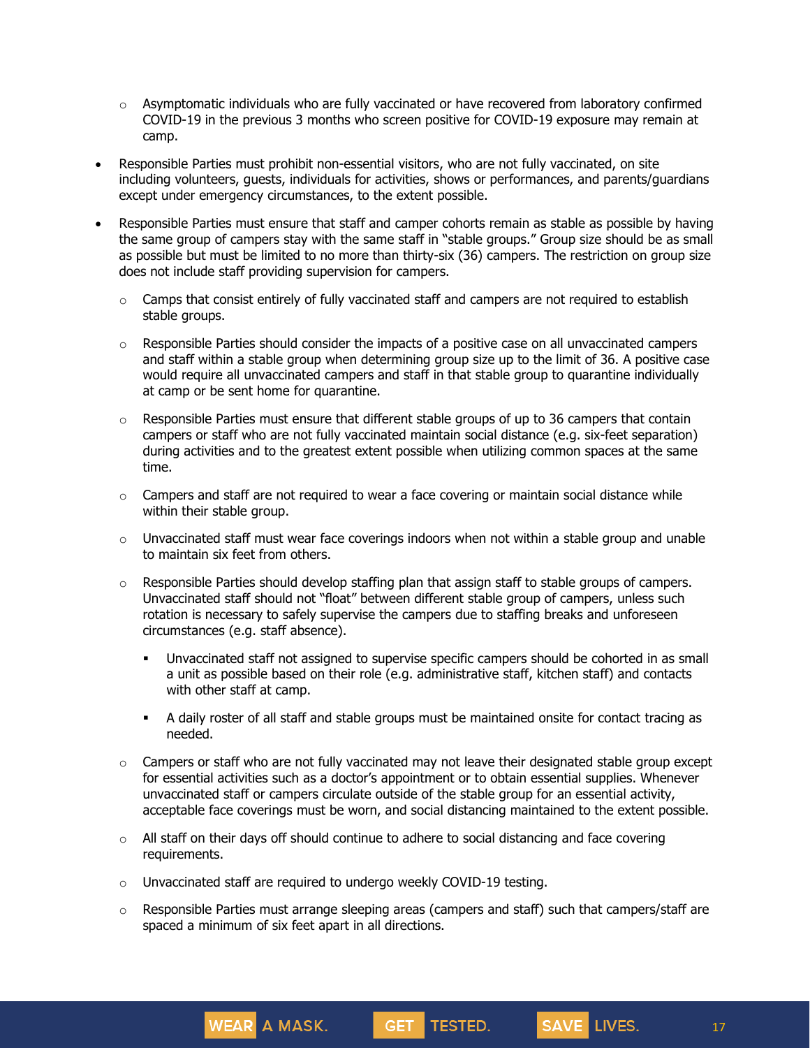- Asymptomatic individuals who are fully vaccinated or have recovered from laboratory confirmed COVID-19 in the previous 3 months who screen positive for COVID-19 exposure may remain at camp.

- Responsible Parties must prohibit non-essential visitors, who are not fully vaccinated, on site including volunteers, guests, individuals for activities, shows or performances, and parents/guardians except under emergency circumstances, to the extent possible.

- Responsible Parties must ensure that staff and camper cohorts remain as stable as possible by having the same group of campers stay with the same staff in "stable groups." Group size should be as small as possible but must be limited to no more than thirty-six (36) campers. The restriction on group size does not include staff providing supervision for campers.

  - Camps that consist entirely of fully vaccinated staff and campers are not required to establish stable groups.

  - Responsible Parties should consider the impacts of a positive case on all unvaccinated campers and staff within a stable group when determining group size up to the limit of 36. A positive case would require all unvaccinated campers and staff in that stable group to quarantine individually at camp or be sent home for quarantine.

  - Responsible Parties must ensure that different stable groups of up to 36 campers that contain campers or staff who are not fully vaccinated maintain social distance (e.g. six-feet separation) during activities and to the greatest extent possible when utilizing common spaces at the same time.

  - Campers and staff are not required to wear a face covering or maintain social distance while within their stable group.

  - Unvaccinated staff must wear face coverings indoors when not within a stable group and unable to maintain six feet from others.

  - Responsible Parties should develop staffing plan that assign staff to stable groups of campers. Unvaccinated staff should not "float" between different stable group of campers, unless such rotation is necessary to safely supervise the campers due to staffing breaks and unforeseen circumstances (e.g. staff absence).

    - Unvaccinated staff not assigned to supervise specific campers should be cohorted in as small a unit as possible based on their role (e.g. administrative staff, kitchen staff) and contacts with other staff at camp.

    - A daily roster of all staff and stable groups must be maintained onsite for contact tracing as needed.

  - Campers or staff who are not fully vaccinated may not leave their designated stable group except for essential activities such as a doctor's appointment or to obtain essential supplies. Whenever unvaccinated staff or campers circulate outside of the stable group for an essential activity, acceptable face coverings must be worn, and social distancing maintained to the extent possible.

  - All staff on their days off should continue to adhere to social distancing and face covering requirements.

  - Unvaccinated staff are required to undergo weekly COVID-19 testing.

  - Responsible Parties must arrange sleeping areas (campers and staff) such that campers/staff are spaced a minimum of six feet apart in all directions.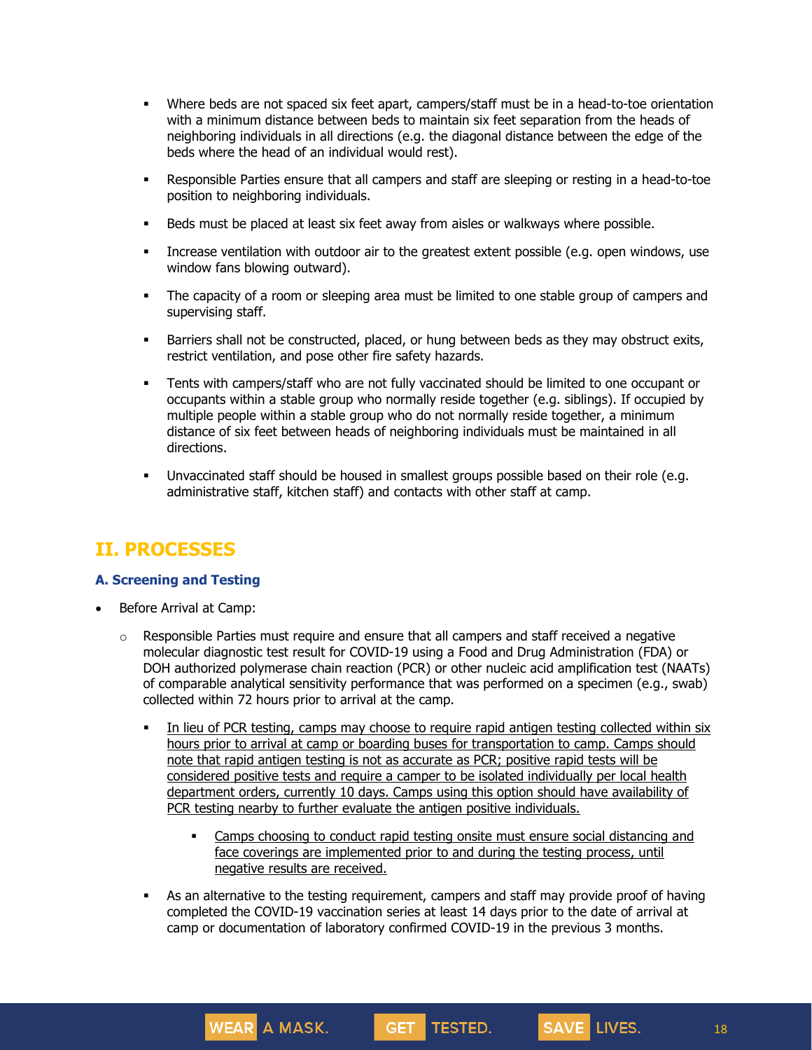- Where beds are not spaced six feet apart, campers/staff must be in a head-to-toe orientation with a minimum distance between beds to maintain six feet separation from the heads of neighboring individuals in all directions (e.g. the diagonal distance between the edge of the beds where the head of an individual would rest).
- Responsible Parties ensure that all campers and staff are sleeping or resting in a head-to-toe position to neighboring individuals.
- Beds must be placed at least six feet away from aisles or walkways where possible.
- Increase ventilation with outdoor air to the greatest extent possible (e.g. open windows, use window fans blowing outward).
- The capacity of a room or sleeping area must be limited to one stable group of campers and supervising staff.
- Barriers shall not be constructed, placed, or hung between beds as they may obstruct exits, restrict ventilation, and pose other fire safety hazards.
- Tents with campers/staff who are not fully vaccinated should be limited to one occupant or occupants within a stable group who normally reside together (e.g. siblings). If occupied by multiple people within a stable group who do not normally reside together, a minimum distance of six feet between heads of neighboring individuals must be maintained in all directions.
- Unvaccinated staff should be housed in smallest groups possible based on their role (e.g. administrative staff, kitchen staff) and contacts with other staff at camp.

## II. PROCESSES

### A. Screening and Testing

- Before Arrival at Camp:
  - Responsible Parties must require and ensure that all campers and staff received a negative molecular diagnostic test result for COVID-19 using a Food and Drug Administration (FDA) or DOH authorized polymerase chain reaction (PCR) or other nucleic acid amplification test (NAATs) of comparable analytical sensitivity performance that was performed on a specimen (e.g., swab) collected within 72 hours prior to arrival at the camp.
    - <u>In lieu of PCR testing, camps may choose to require rapid antigen testing collected within six hours prior to arrival at camp or boarding buses for transportation to camp. Camps should note that rapid antigen testing is not as accurate as PCR; positive rapid tests will be considered positive tests and require a camper to be isolated individually per local health department orders, currently 10 days. Camps using this option should have availability of PCR testing nearby to further evaluate the antigen positive individuals.</u>
      - <u>Camps choosing to conduct rapid testing onsite must ensure social distancing and face coverings are implemented prior to and during the testing process, until negative results are received.</u>
    - As an alternative to the testing requirement, campers and staff may provide proof of having completed the COVID-19 vaccination series at least 14 days prior to the date of arrival at camp or documentation of laboratory confirmed COVID-19 in the previous 3 months.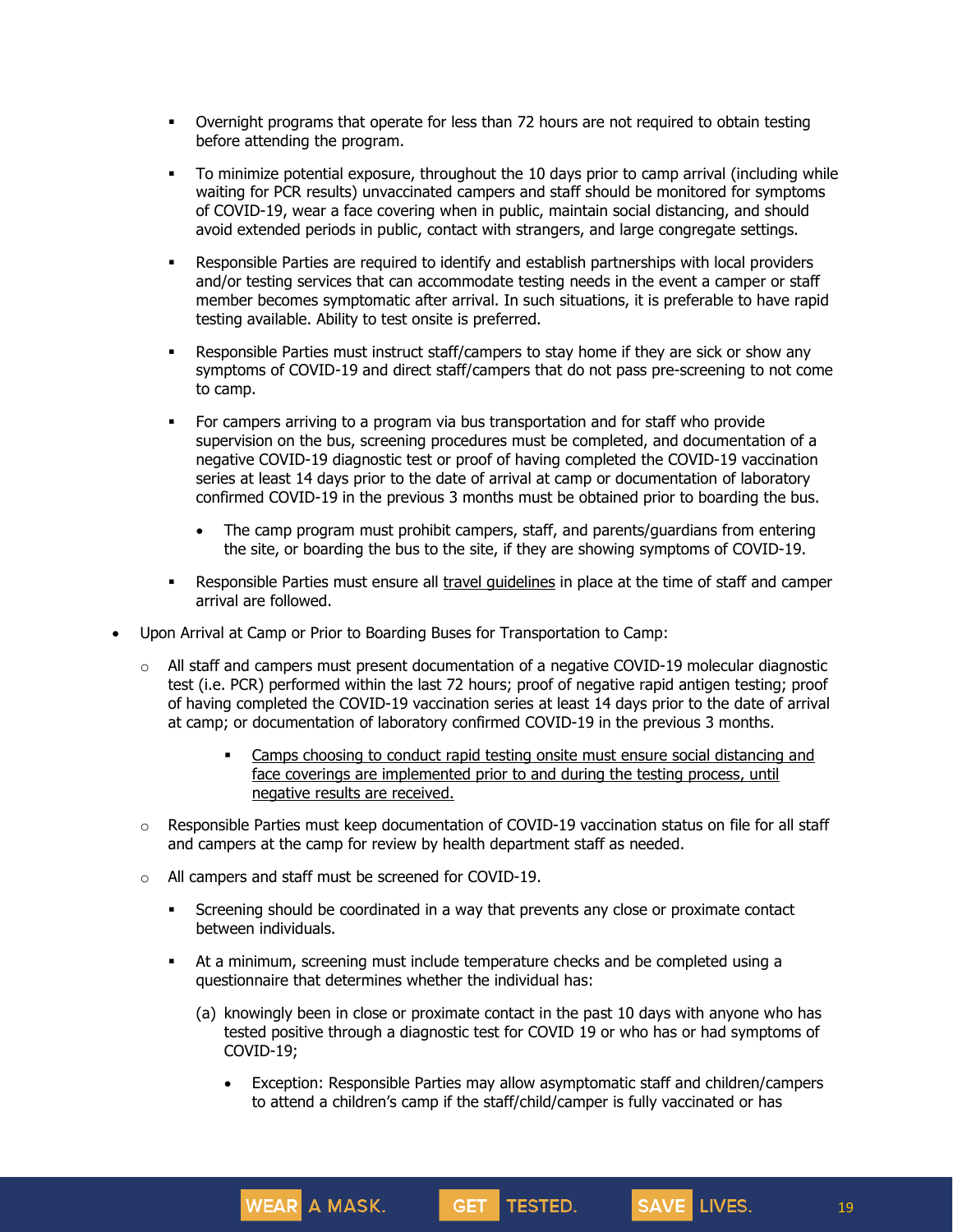- Overnight programs that operate for less than 72 hours are not required to obtain testing before attending the program.

        - To minimize potential exposure, throughout the 10 days prior to camp arrival (including while waiting for PCR results) unvaccinated campers and staff should be monitored for symptoms of COVID-19, wear a face covering when in public, maintain social distancing, and should avoid extended periods in public, contact with strangers, and large congregate settings.

        - Responsible Parties are required to identify and establish partnerships with local providers and/or testing services that can accommodate testing needs in the event a camper or staff member becomes symptomatic after arrival. In such situations, it is preferable to have rapid testing available. Ability to test onsite is preferred.

        - Responsible Parties must instruct staff/campers to stay home if they are sick or show any symptoms of COVID-19 and direct staff/campers that do not pass pre-screening to not come to camp.

        - For campers arriving to a program via bus transportation and for staff who provide supervision on the bus, screening procedures must be completed, and documentation of a negative COVID-19 diagnostic test or proof of having completed the COVID-19 vaccination series at least 14 days prior to the date of arrival at camp or documentation of laboratory confirmed COVID-19 in the previous 3 months must be obtained prior to boarding the bus.

            - The camp program must prohibit campers, staff, and parents/guardians from entering the site, or boarding the bus to the site, if they are showing symptoms of COVID-19.

        - Responsible Parties must ensure all travel guidelines in place at the time of staff and camper arrival are followed.

- Upon Arrival at Camp or Prior to Boarding Buses for Transportation to Camp:

    - All staff and campers must present documentation of a negative COVID-19 molecular diagnostic test (i.e. PCR) performed within the last 72 hours; proof of negative rapid antigen testing; proof of having completed the COVID-19 vaccination series at least 14 days prior to the date of arrival at camp; or documentation of laboratory confirmed COVID-19 in the previous 3 months.

        - Camps choosing to conduct rapid testing onsite must ensure social distancing and face coverings are implemented prior to and during the testing process, until negative results are received.

    - Responsible Parties must keep documentation of COVID-19 vaccination status on file for all staff and campers at the camp for review by health department staff as needed.

    - All campers and staff must be screened for COVID-19.

        - Screening should be coordinated in a way that prevents any close or proximate contact between individuals.

        - At a minimum, screening must include temperature checks and be completed using a questionnaire that determines whether the individual has:

            (a) knowingly been in close or proximate contact in the past 10 days with anyone who has tested positive through a diagnostic test for COVID 19 or who has or had symptoms of COVID-19;

            - Exception: Responsible Parties may allow asymptomatic staff and children/campers to attend a children's camp if the staff/child/camper is fully vaccinated or has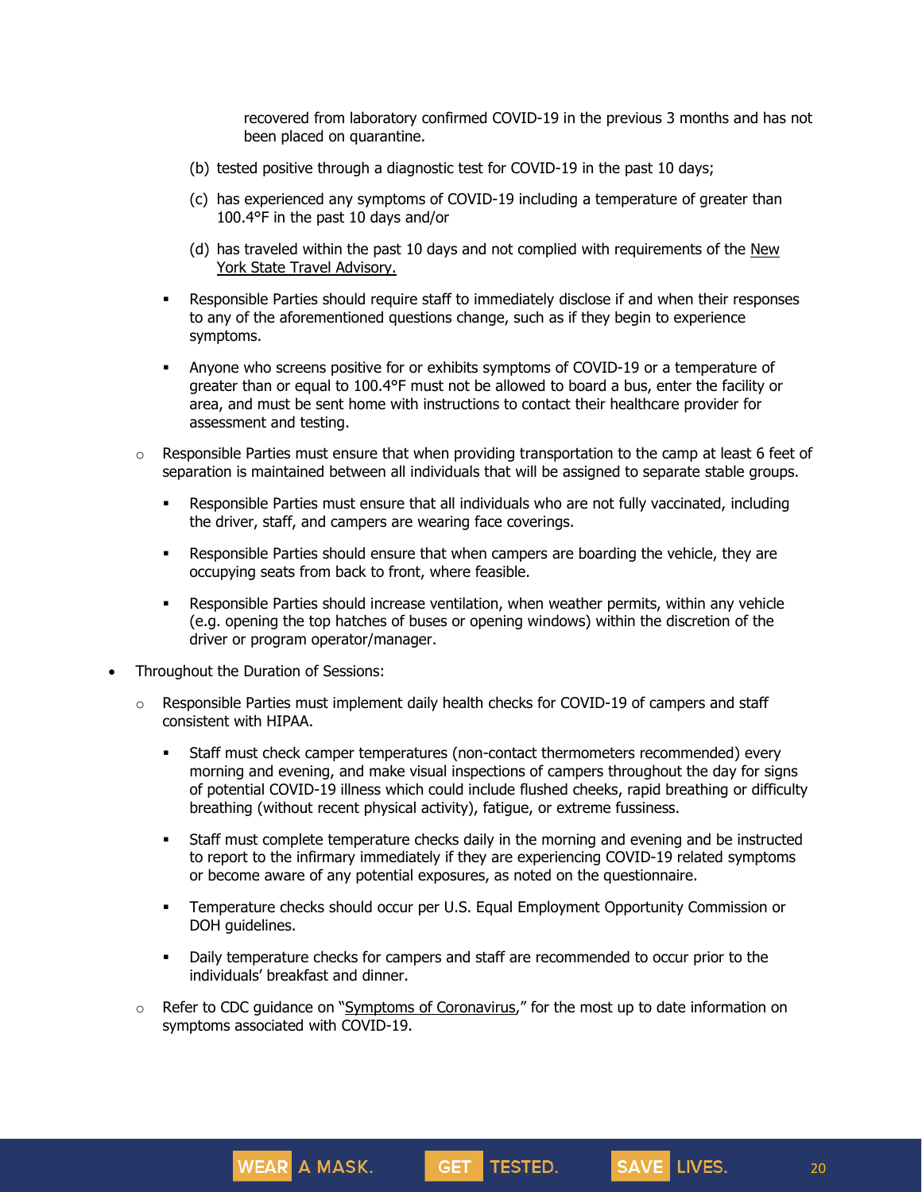recovered from laboratory confirmed COVID-19 in the previous 3 months and has not been placed on quarantine.

(b) tested positive through a diagnostic test for COVID-19 in the past 10 days;

(c) has experienced any symptoms of COVID-19 including a temperature of greater than 100.4°F in the past 10 days and/or

(d) has traveled within the past 10 days and not complied with requirements of the New York State Travel Advisory.

- Responsible Parties should require staff to immediately disclose if and when their responses to any of the aforementioned questions change, such as if they begin to experience symptoms.
- Anyone who screens positive for or exhibits symptoms of COVID-19 or a temperature of greater than or equal to 100.4°F must not be allowed to board a bus, enter the facility or area, and must be sent home with instructions to contact their healthcare provider for assessment and testing.

- Responsible Parties must ensure that when providing transportation to the camp at least 6 feet of separation is maintained between all individuals that will be assigned to separate stable groups.
  - Responsible Parties must ensure that all individuals who are not fully vaccinated, including the driver, staff, and campers are wearing face coverings.
  - Responsible Parties should ensure that when campers are boarding the vehicle, they are occupying seats from back to front, where feasible.
  - Responsible Parties should increase ventilation, when weather permits, within any vehicle (e.g. opening the top hatches of buses or opening windows) within the discretion of the driver or program operator/manager.

- Throughout the Duration of Sessions:
  - Responsible Parties must implement daily health checks for COVID-19 of campers and staff consistent with HIPAA.
    - Staff must check camper temperatures (non-contact thermometers recommended) every morning and evening, and make visual inspections of campers throughout the day for signs of potential COVID-19 illness which could include flushed cheeks, rapid breathing or difficulty breathing (without recent physical activity), fatigue, or extreme fussiness.
    - Staff must complete temperature checks daily in the morning and evening and be instructed to report to the infirmary immediately if they are experiencing COVID-19 related symptoms or become aware of any potential exposures, as noted on the questionnaire.
    - Temperature checks should occur per U.S. Equal Employment Opportunity Commission or DOH guidelines.
    - Daily temperature checks for campers and staff are recommended to occur prior to the individuals' breakfast and dinner.
  - Refer to CDC guidance on "Symptoms of Coronavirus," for the most up to date information on symptoms associated with COVID-19.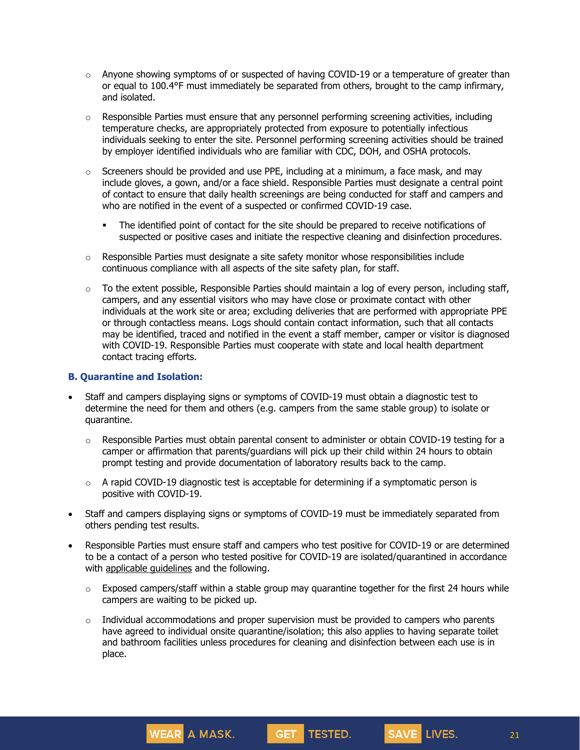- Anyone showing symptoms of or suspected of having COVID-19 or a temperature of greater than or equal to 100.4°F must immediately be separated from others, brought to the camp infirmary, and isolated.

- Responsible Parties must ensure that any personnel performing screening activities, including temperature checks, are appropriately protected from exposure to potentially infectious individuals seeking to enter the site. Personnel performing screening activities should be trained by employer identified individuals who are familiar with CDC, DOH, and OSHA protocols.

- Screeners should be provided and use PPE, including at a minimum, a face mask, and may include gloves, a gown, and/or a face shield. Responsible Parties must designate a central point of contact to ensure that daily health screenings are being conducted for staff and campers and who are notified in the event of a suspected or confirmed COVID-19 case.

  - The identified point of contact for the site should be prepared to receive notifications of suspected or positive cases and initiate the respective cleaning and disinfection procedures.

- Responsible Parties must designate a site safety monitor whose responsibilities include continuous compliance with all aspects of the site safety plan, for staff.

- To the extent possible, Responsible Parties should maintain a log of every person, including staff, campers, and any essential visitors who may have close or proximate contact with other individuals at the work site or area; excluding deliveries that are performed with appropriate PPE or through contactless means. Logs should contain contact information, such that all contacts may be identified, traced and notified in the event a staff member, camper or visitor is diagnosed with COVID-19. Responsible Parties must cooperate with state and local health department contact tracing efforts.

### B. Quarantine and Isolation:

- Staff and campers displaying signs or symptoms of COVID-19 must obtain a diagnostic test to determine the need for them and others (e.g. campers from the same stable group) to isolate or quarantine.
  - Responsible Parties must obtain parental consent to administer or obtain COVID-19 testing for a camper or affirmation that parents/guardians will pick up their child within 24 hours to obtain prompt testing and provide documentation of laboratory results back to the camp.
  - A rapid COVID-19 diagnostic test is acceptable for determining if a symptomatic person is positive with COVID-19.
- Staff and campers displaying signs or symptoms of COVID-19 must be immediately separated from others pending test results.
- Responsible Parties must ensure staff and campers who test positive for COVID-19 or are determined to be a contact of a person who tested positive for COVID-19 are isolated/quarantined in accordance with applicable guidelines and the following.
  - Exposed campers/staff within a stable group may quarantine together for the first 24 hours while campers are waiting to be picked up.
  - Individual accommodations and proper supervision must be provided to campers who parents have agreed to individual onsite quarantine/isolation; this also applies to having separate toilet and bathroom facilities unless procedures for cleaning and disinfection between each use is in place.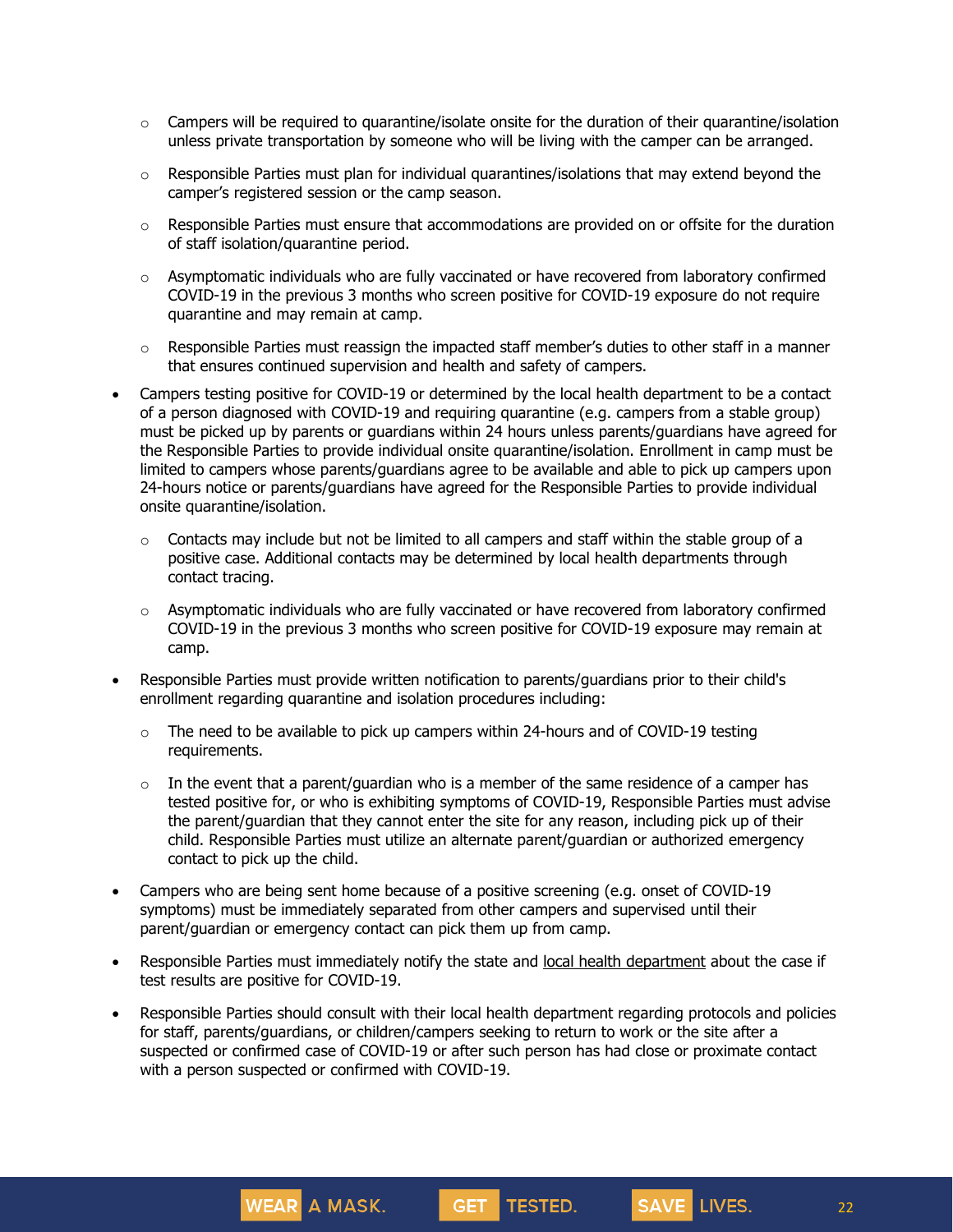- Campers will be required to quarantine/isolate onsite for the duration of their quarantine/isolation unless private transportation by someone who will be living with the camper can be arranged.
    - Responsible Parties must plan for individual quarantines/isolations that may extend beyond the camper's registered session or the camp season.
    - Responsible Parties must ensure that accommodations are provided on or offsite for the duration of staff isolation/quarantine period.
    - Asymptomatic individuals who are fully vaccinated or have recovered from laboratory confirmed COVID-19 in the previous 3 months who screen positive for COVID-19 exposure do not require quarantine and may remain at camp.
    - Responsible Parties must reassign the impacted staff member's duties to other staff in a manner that ensures continued supervision and health and safety of campers.
- Campers testing positive for COVID-19 or determined by the local health department to be a contact of a person diagnosed with COVID-19 and requiring quarantine (e.g. campers from a stable group) must be picked up by parents or guardians within 24 hours unless parents/guardians have agreed for the Responsible Parties to provide individual onsite quarantine/isolation. Enrollment in camp must be limited to campers whose parents/guardians agree to be available and able to pick up campers upon 24-hours notice or parents/guardians have agreed for the Responsible Parties to provide individual onsite quarantine/isolation.
    - Contacts may include but not be limited to all campers and staff within the stable group of a positive case. Additional contacts may be determined by local health departments through contact tracing.
    - Asymptomatic individuals who are fully vaccinated or have recovered from laboratory confirmed COVID-19 in the previous 3 months who screen positive for COVID-19 exposure may remain at camp.
- Responsible Parties must provide written notification to parents/guardians prior to their child's enrollment regarding quarantine and isolation procedures including:
    - The need to be available to pick up campers within 24-hours and of COVID-19 testing requirements.
    - In the event that a parent/guardian who is a member of the same residence of a camper has tested positive for, or who is exhibiting symptoms of COVID-19, Responsible Parties must advise the parent/guardian that they cannot enter the site for any reason, including pick up of their child. Responsible Parties must utilize an alternate parent/guardian or authorized emergency contact to pick up the child.
- Campers who are being sent home because of a positive screening (e.g. onset of COVID-19 symptoms) must be immediately separated from other campers and supervised until their parent/guardian or emergency contact can pick them up from camp.
- Responsible Parties must immediately notify the state and local health department about the case if test results are positive for COVID-19.
- Responsible Parties should consult with their local health department regarding protocols and policies for staff, parents/guardians, or children/campers seeking to return to work or the site after a suspected or confirmed case of COVID-19 or after such person has had close or proximate contact with a person suspected or confirmed with COVID-19.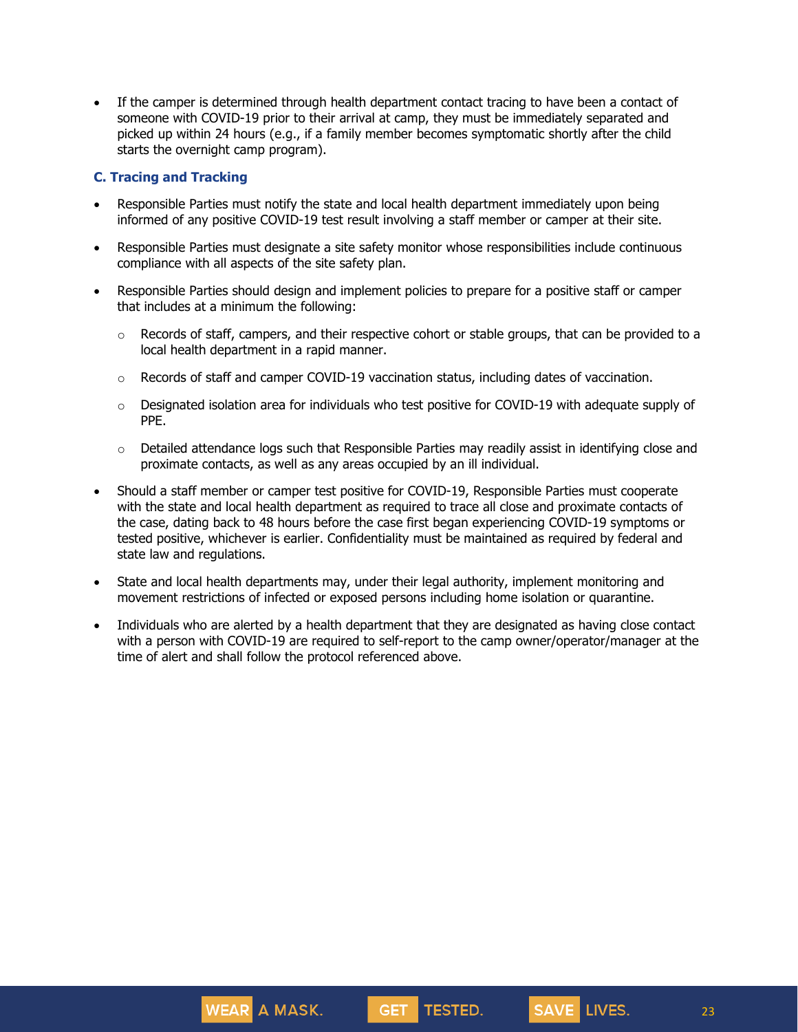- If the camper is determined through health department contact tracing to have been a contact of someone with COVID-19 prior to their arrival at camp, they must be immediately separated and picked up within 24 hours (e.g., if a family member becomes symptomatic shortly after the child starts the overnight camp program).

### C. Tracing and Tracking

- Responsible Parties must notify the state and local health department immediately upon being informed of any positive COVID-19 test result involving a staff member or camper at their site.
- Responsible Parties must designate a site safety monitor whose responsibilities include continuous compliance with all aspects of the site safety plan.
- Responsible Parties should design and implement policies to prepare for a positive staff or camper that includes at a minimum the following:
  - Records of staff, campers, and their respective cohort or stable groups, that can be provided to a local health department in a rapid manner.
  - Records of staff and camper COVID-19 vaccination status, including dates of vaccination.
  - Designated isolation area for individuals who test positive for COVID-19 with adequate supply of PPE.
  - Detailed attendance logs such that Responsible Parties may readily assist in identifying close and proximate contacts, as well as any areas occupied by an ill individual.
- Should a staff member or camper test positive for COVID-19, Responsible Parties must cooperate with the state and local health department as required to trace all close and proximate contacts of the case, dating back to 48 hours before the case first began experiencing COVID-19 symptoms or tested positive, whichever is earlier. Confidentiality must be maintained as required by federal and state law and regulations.
- State and local health departments may, under their legal authority, implement monitoring and movement restrictions of infected or exposed persons including home isolation or quarantine.
- Individuals who are alerted by a health department that they are designated as having close contact with a person with COVID-19 are required to self-report to the camp owner/operator/manager at the time of alert and shall follow the protocol referenced above.